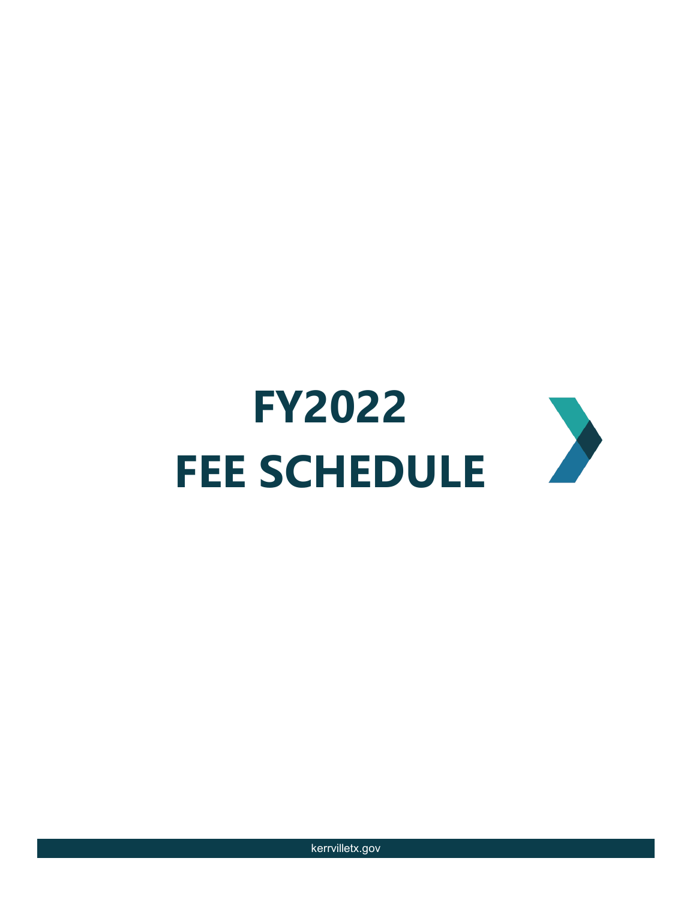# FY2022 FEE SCHEDULE

kerrvilletx.gov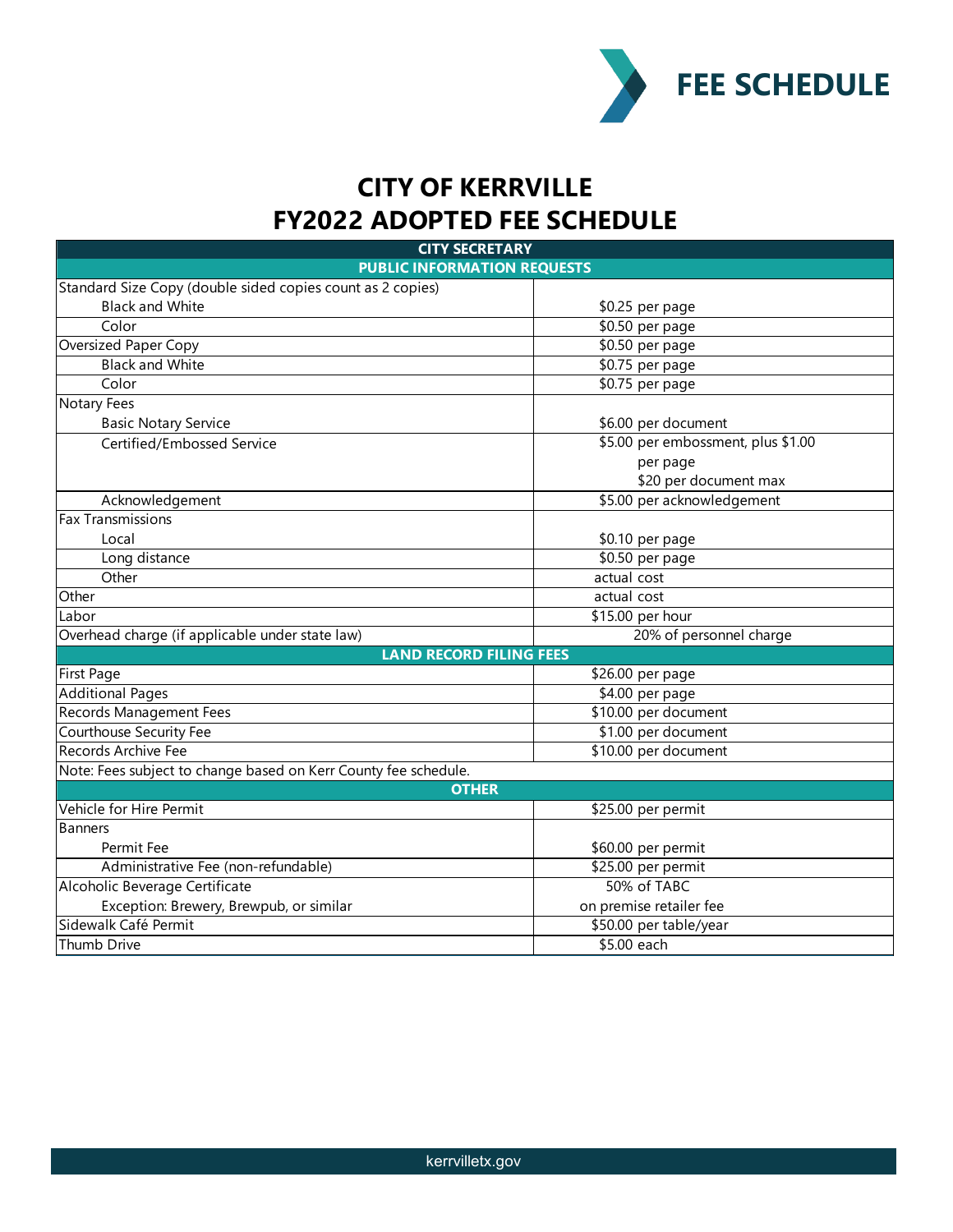# CITY OF KERRVILLE
# FY2022 ADOPTED FEE SCHEDULE

| CITY SECRETARY | |
|---|---|
| **PUBLIC INFORMATION REQUESTS** | |
| Standard Size Copy (double sided copies count as 2 copies) | |
| Black and White | $0.25 per page |
| Color | $0.50 per page |
| Oversized Paper Copy | $0.50 per page |
| Black and White | $0.75 per page |
| Color | $0.75 per page |
| Notary Fees | |
| Basic Notary Service | $6.00 per document |
| Certified/Embossed Service | $5.00 per embossment, plus $1.00 per page $20 per document max |
| Acknowledgement | $5.00 per acknowledgement |
| Fax Transmissions | |
| Local | $0.10 per page |
| Long distance | $0.50 per page |
| Other | actual cost |
| Other | actual cost |
| Labor | $15.00 per hour |
| Overhead charge (if applicable under state law) | 20% of personnel charge |
| **LAND RECORD FILING FEES** | |
| First Page | $26.00 per page |
| Additional Pages | $4.00 per page |
| Records Management Fees | $10.00 per document |
| Courthouse Security Fee | $1.00 per document |
| Records Archive Fee | $10.00 per document |
| Note: Fees subject to change based on Kerr County fee schedule. | |
| **OTHER** | |
| Vehicle for Hire Permit | $25.00 per permit |
| Banners | |
| Permit Fee | $60.00 per permit |
| Administrative Fee (non-refundable) | $25.00 per permit |
| Alcoholic Beverage Certificate Exception: Brewery, Brewpub, or similar | 50% of TABC on premise retailer fee |
| Sidewalk Café Permit | $50.00 per table/year |
| Thumb Drive | $5.00 each |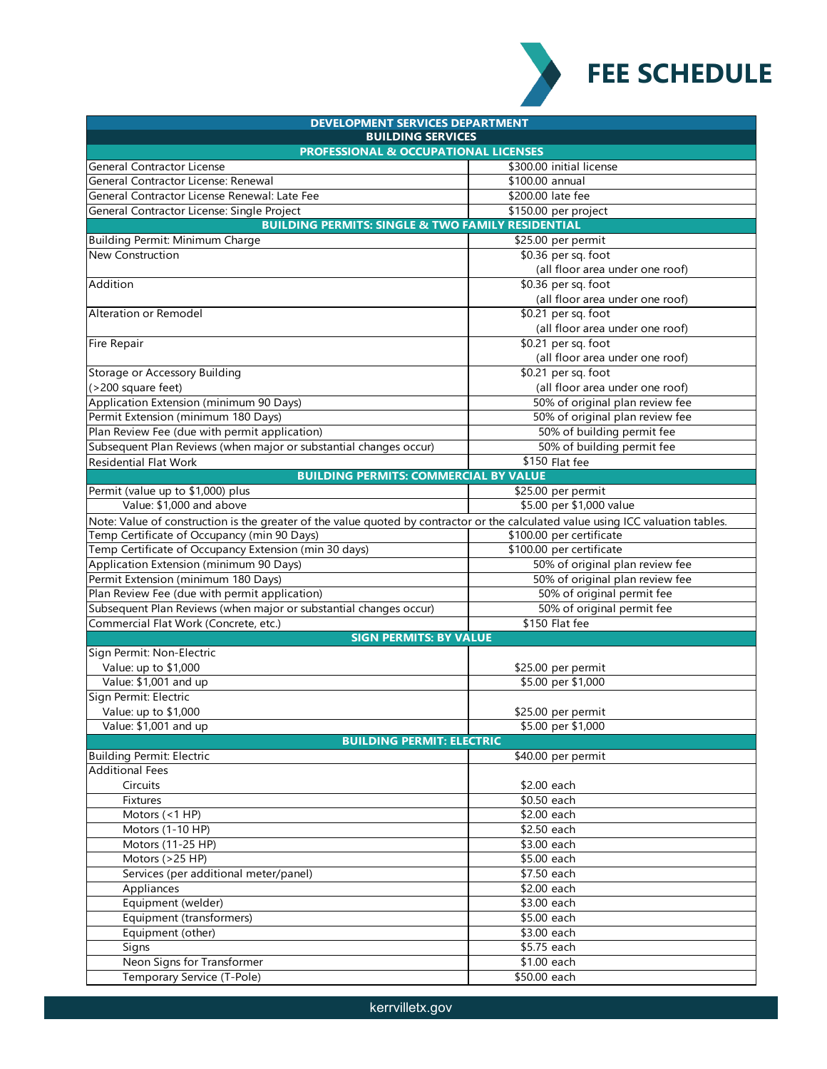# FEE SCHEDULE

| DEVELOPMENT SERVICES DEPARTMENT | |
|---|---|
| **BUILDING SERVICES** | |
| **PROFESSIONAL & OCCUPATIONAL LICENSES** | |
| General Contractor License | $300.00 initial license |
| General Contractor License: Renewal | $100.00 annual |
| General Contractor License Renewal: Late Fee | $200.00 late fee |
| General Contractor License: Single Project | $150.00 per project |
| **BUILDING PERMITS: SINGLE & TWO FAMILY RESIDENTIAL** | |
| Building Permit: Minimum Charge | $25.00 per permit |
| New Construction | $0.36 per sq. foot (all floor area under one roof) |
| Addition | $0.36 per sq. foot (all floor area under one roof) |
| Alteration or Remodel | $0.21 per sq. foot (all floor area under one roof) |
| Fire Repair | $0.21 per sq. foot (all floor area under one roof) |
| Storage or Accessory Building (>200 square feet) | $0.21 per sq. foot (all floor area under one roof) |
| Application Extension (minimum 90 Days) | 50% of original plan review fee |
| Permit Extension (minimum 180 Days) | 50% of original plan review fee |
| Plan Review Fee (due with permit application) | 50% of building permit fee |
| Subsequent Plan Reviews (when major or substantial changes occur) | 50% of building permit fee |
| Residential Flat Work | $150 Flat fee |
| **BUILDING PERMITS: COMMERCIAL BY VALUE** | |
| Permit (value up to $1,000) plus | $25.00 per permit |
| Value: $1,000 and above | $5.00 per $1,000 value |
| Note: Value of construction is the greater of the value quoted by contractor or the calculated value using ICC valuation tables. | |
| Temp Certificate of Occupancy (min 90 Days) | $100.00 per certificate |
| Temp Certificate of Occupancy Extension (min 30 days) | $100.00 per certificate |
| Application Extension (minimum 90 Days) | 50% of original plan review fee |
| Permit Extension (minimum 180 Days) | 50% of original plan review fee |
| Plan Review Fee (due with permit application) | 50% of original permit fee |
| Subsequent Plan Reviews (when major or substantial changes occur) | 50% of original permit fee |
| Commercial Flat Work (Concrete, etc.) | $150 Flat fee |
| **SIGN PERMITS: BY VALUE** | |
| Sign Permit: Non-Electric | |
| Value: up to $1,000 | $25.00 per permit |
| Value: $1,001 and up | $5.00 per $1,000 |
| Sign Permit: Electric | |
| Value: up to $1,000 | $25.00 per permit |
| Value: $1,001 and up | $5.00 per $1,000 |
| **BUILDING PERMIT: ELECTRIC** | |
| Building Permit: Electric | $40.00 per permit |
| Additional Fees | |
| Circuits | $2.00 each |
| Fixtures | $0.50 each |
| Motors (<1 HP) | $2.00 each |
| Motors (1-10 HP) | $2.50 each |
| Motors (11-25 HP) | $3.00 each |
| Motors (>25 HP) | $5.00 each |
| Services (per additional meter/panel) | $7.50 each |
| Appliances | $2.00 each |
| Equipment (welder) | $3.00 each |
| Equipment (transformers) | $5.00 each |
| Equipment (other) | $3.00 each |
| Signs | $5.75 each |
| Neon Signs for Transformer | $1.00 each |
| Temporary Service (T-Pole) | $50.00 each |

kerrvilletx.gov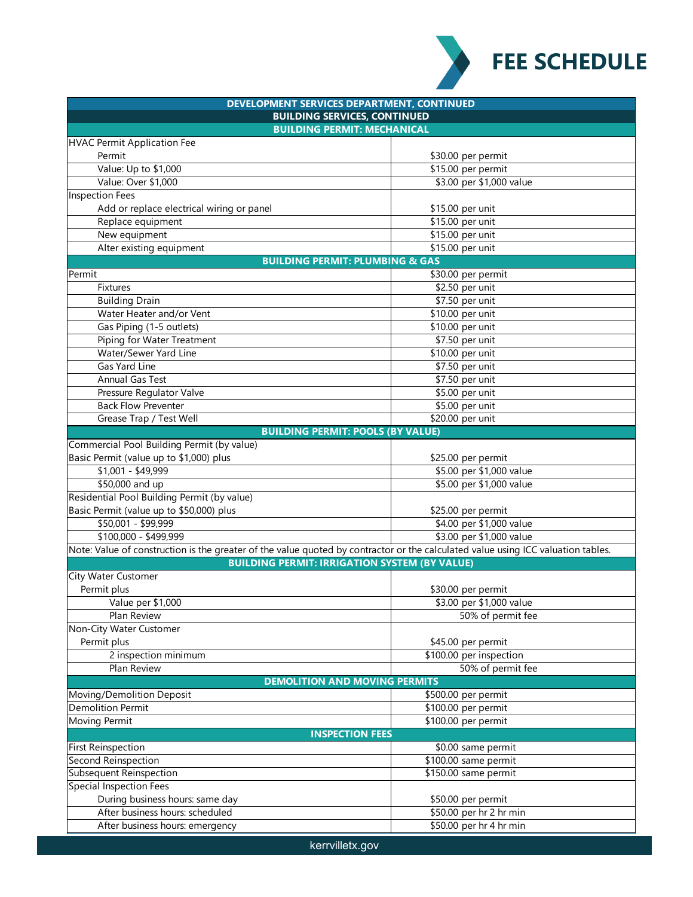# FEE SCHEDULE

| DEVELOPMENT SERVICES DEPARTMENT, CONTINUED | |
|---|---|
| **BUILDING SERVICES, CONTINUED** | |
| **BUILDING PERMIT: MECHANICAL** | |
| HVAC Permit Application Fee | |
| Permit | $30.00 per permit |
| Value: Up to $1,000 | $15.00 per permit |
| Value: Over $1,000 | $3.00 per $1,000 value |
| Inspection Fees | |
| Add or replace electrical wiring or panel | $15.00 per unit |
| Replace equipment | $15.00 per unit |
| New equipment | $15.00 per unit |
| Alter existing equipment | $15.00 per unit |
| **BUILDING PERMIT: PLUMBING & GAS** | |
| Permit | $30.00 per permit |
| Fixtures | $2.50 per unit |
| Building Drain | $7.50 per unit |
| Water Heater and/or Vent | $10.00 per unit |
| Gas Piping (1-5 outlets) | $10.00 per unit |
| Piping for Water Treatment | $7.50 per unit |
| Water/Sewer Yard Line | $10.00 per unit |
| Gas Yard Line | $7.50 per unit |
| Annual Gas Test | $7.50 per unit |
| Pressure Regulator Valve | $5.00 per unit |
| Back Flow Preventer | $5.00 per unit |
| Grease Trap / Test Well | $20.00 per unit |
| **BUILDING PERMIT: POOLS (BY VALUE)** | |
| Commercial Pool Building Permit (by value) | |
| Basic Permit (value up to $1,000) plus | $25.00 per permit |
| $1,001 - $49,999 | $5.00 per $1,000 value |
| $50,000 and up | $5.00 per $1,000 value |
| Residential Pool Building Permit (by value) | |
| Basic Permit (value up to $50,000) plus | $25.00 per permit |
| $50,001 - $99,999 | $4.00 per $1,000 value |
| $100,000 - $499,999 | $3.00 per $1,000 value |
| Note: Value of construction is the greater of the value quoted by contractor or the calculated value using ICC valuation tables. | |
| **BUILDING PERMIT: IRRIGATION SYSTEM (BY VALUE)** | |
| City Water Customer | |
| Permit plus | $30.00 per permit |
| Value per $1,000 | $3.00 per $1,000 value |
| Plan Review | 50% of permit fee |
| Non-City Water Customer | |
| Permit plus | $45.00 per permit |
| 2 inspection minimum | $100.00 per inspection |
| Plan Review | 50% of permit fee |
| **DEMOLITION AND MOVING PERMITS** | |
| Moving/Demolition Deposit | $500.00 per permit |
| Demolition Permit | $100.00 per permit |
| Moving Permit | $100.00 per permit |
| **INSPECTION FEES** | |
| First Reinspection | $0.00 same permit |
| Second Reinspection | $100.00 same permit |
| Subsequent Reinspection | $150.00 same permit |
| Special Inspection Fees | |
| During business hours: same day | $50.00 per permit |
| After business hours: scheduled | $50.00 per hr 2 hr min |
| After business hours: emergency | $50.00 per hr 4 hr min |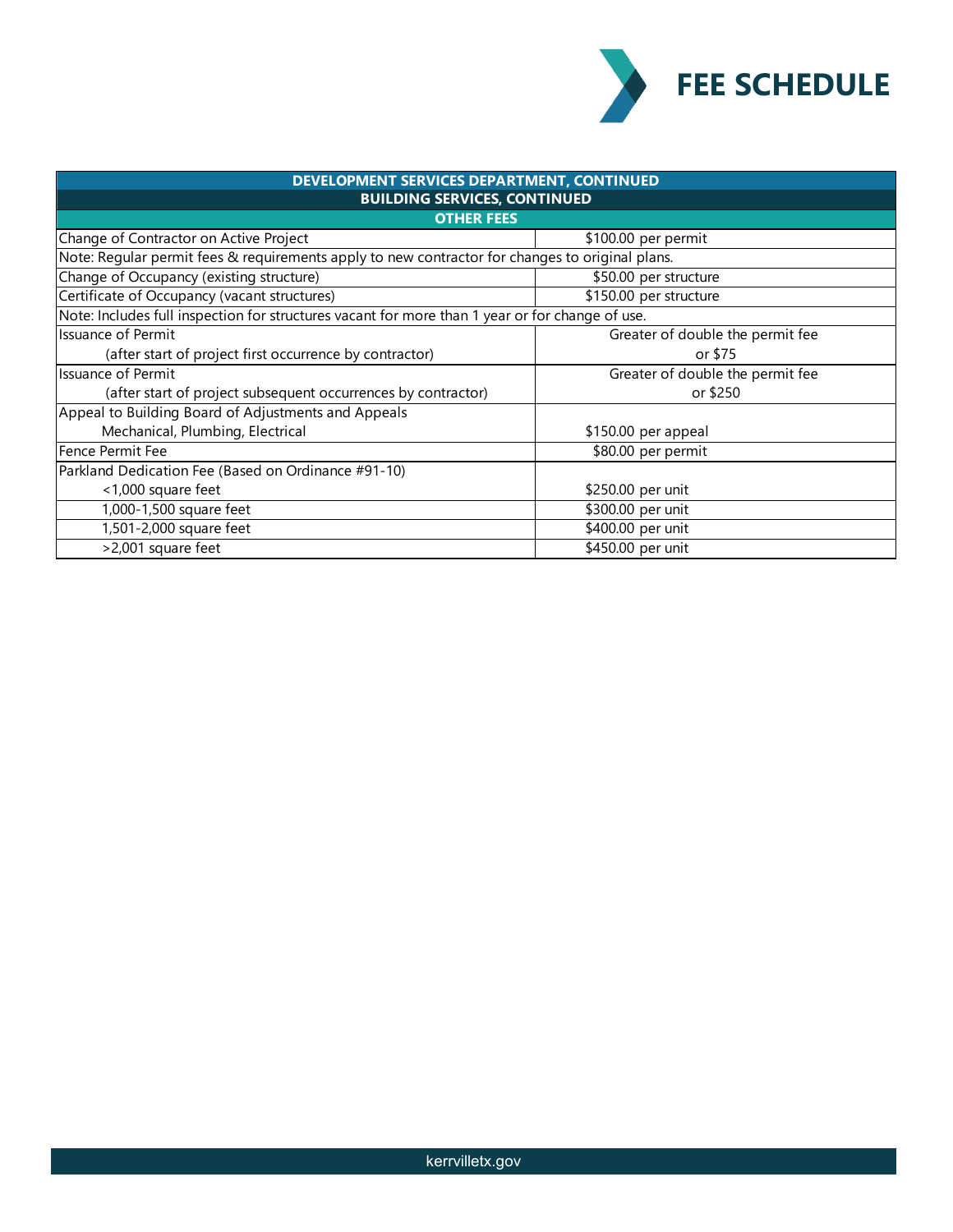# FEE SCHEDULE

| DEVELOPMENT SERVICES DEPARTMENT, CONTINUED | |
|---|---|
| **BUILDING SERVICES, CONTINUED** | |
| **OTHER FEES** | |
| Change of Contractor on Active Project | $100.00 per permit |
| Note: Regular permit fees & requirements apply to new contractor for changes to original plans. | |
| Change of Occupancy (existing structure) | $50.00 per structure |
| Certificate of Occupancy (vacant structures) | $150.00 per structure |
| Note: Includes full inspection for structures vacant for more than 1 year or for change of use. | |
| Issuance of Permit (after start of project first occurrence by contractor) | Greater of double the permit fee or $75 |
| Issuance of Permit (after start of project subsequent occurrences by contractor) | Greater of double the permit fee or $250 |
| Appeal to Building Board of Adjustments and Appeals Mechanical, Plumbing, Electrical | $150.00 per appeal |
| Fence Permit Fee | $80.00 per permit |
| Parkland Dedication Fee (Based on Ordinance #91-10) <1,000 square feet | $250.00 per unit |
| 1,000-1,500 square feet | $300.00 per unit |
| 1,501-2,000 square feet | $400.00 per unit |
| >2,001 square feet | $450.00 per unit |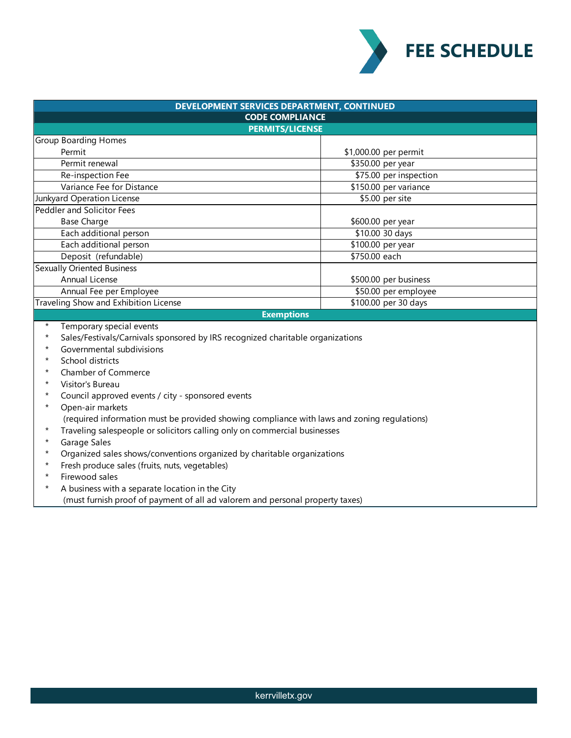# FEE SCHEDULE

| DEVELOPMENT SERVICES DEPARTMENT, CONTINUED | |
|---|---|
| **CODE COMPLIANCE** | |
| **PERMITS/LICENSE** | |
| Group Boarding Homes | |
| Permit | $1,000.00 per permit |
| Permit renewal | $350.00 per year |
| Re-inspection Fee | $75.00 per inspection |
| Variance Fee for Distance | $150.00 per variance |
| Junkyard Operation License | $5.00 per site |
| Peddler and Solicitor Fees | |
| Base Charge | $600.00 per year |
| Each additional person | $10.00 30 days |
| Each additional person | $100.00 per year |
| Deposit (refundable) | $750.00 each |
| Sexually Oriented Business | |
| Annual License | $500.00 per business |
| Annual Fee per Employee | $50.00 per employee |
| Traveling Show and Exhibition License | $100.00 per 30 days |

**Exemptions**

- Temporary special events
- Sales/Festivals/Carnivals sponsored by IRS recognized charitable organizations
- Governmental subdivisions
- School districts
- Chamber of Commerce
- Visitor's Bureau
- Council approved events / city - sponsored events
- Open-air markets
  (required information must be provided showing compliance with laws and zoning regulations)
- Traveling salespeople or solicitors calling only on commercial businesses
- Garage Sales
- Organized sales shows/conventions organized by charitable organizations
- Fresh produce sales (fruits, nuts, vegetables)
- Firewood sales
- A business with a separate location in the City
  (must furnish proof of payment of all ad valorem and personal property taxes)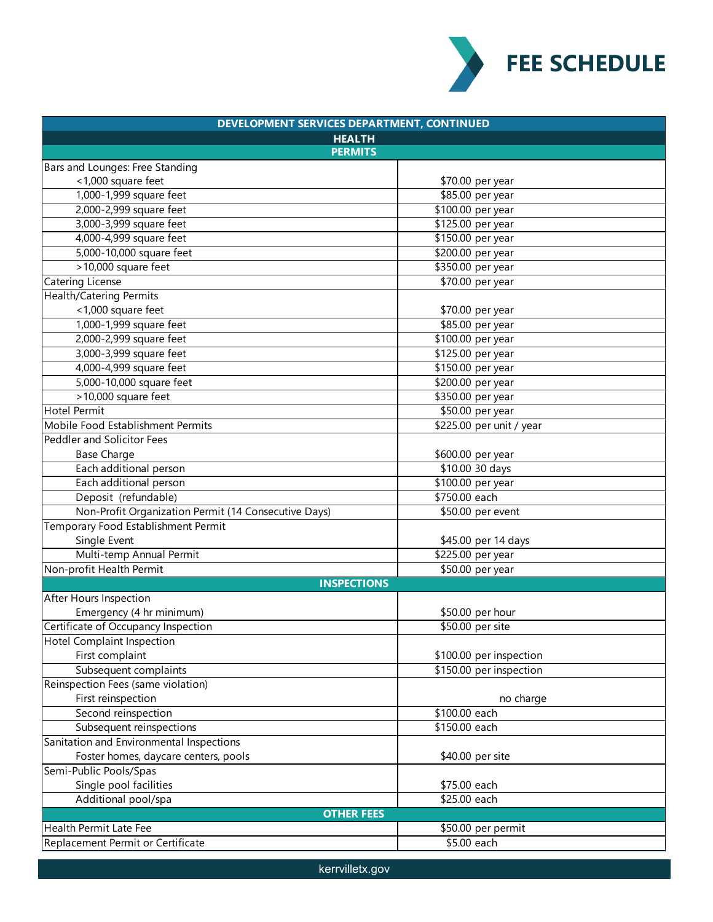# FEE SCHEDULE

| DEVELOPMENT SERVICES DEPARTMENT, CONTINUED | |
|---|---|
| **HEALTH** | |
| **PERMITS** | |
| Bars and Lounges: Free Standing | |
| <1,000 square feet | $70.00 per year |
| 1,000-1,999 square feet | $85.00 per year |
| 2,000-2,999 square feet | $100.00 per year |
| 3,000-3,999 square feet | $125.00 per year |
| 4,000-4,999 square feet | $150.00 per year |
| 5,000-10,000 square feet | $200.00 per year |
| >10,000 square feet | $350.00 per year |
| Catering License | $70.00 per year |
| Health/Catering Permits | |
| <1,000 square feet | $70.00 per year |
| 1,000-1,999 square feet | $85.00 per year |
| 2,000-2,999 square feet | $100.00 per year |
| 3,000-3,999 square feet | $125.00 per year |
| 4,000-4,999 square feet | $150.00 per year |
| 5,000-10,000 square feet | $200.00 per year |
| >10,000 square feet | $350.00 per year |
| Hotel Permit | $50.00 per year |
| Mobile Food Establishment Permits | $225.00 per unit / year |
| Peddler and Solicitor Fees | |
| Base Charge | $600.00 per year |
| Each additional person | $10.00 30 days |
| Each additional person | $100.00 per year |
| Deposit (refundable) | $750.00 each |
| Non-Profit Organization Permit (14 Consecutive Days) | $50.00 per event |
| Temporary Food Establishment Permit | |
| Single Event | $45.00 per 14 days |
| Multi-temp Annual Permit | $225.00 per year |
| Non-profit Health Permit | $50.00 per year |
| **INSPECTIONS** | |
| After Hours Inspection | |
| Emergency (4 hr minimum) | $50.00 per hour |
| Certificate of Occupancy Inspection | $50.00 per site |
| Hotel Complaint Inspection | |
| First complaint | $100.00 per inspection |
| Subsequent complaints | $150.00 per inspection |
| Reinspection Fees (same violation) | |
| First reinspection | no charge |
| Second reinspection | $100.00 each |
| Subsequent reinspections | $150.00 each |
| Sanitation and Environmental Inspections | |
| Foster homes, daycare centers, pools | $40.00 per site |
| Semi-Public Pools/Spas | |
| Single pool facilities | $75.00 each |
| Additional pool/spa | $25.00 each |
| **OTHER FEES** | |
| Health Permit Late Fee | $50.00 per permit |
| Replacement Permit or Certificate | $5.00 each |

kerrvilletx.gov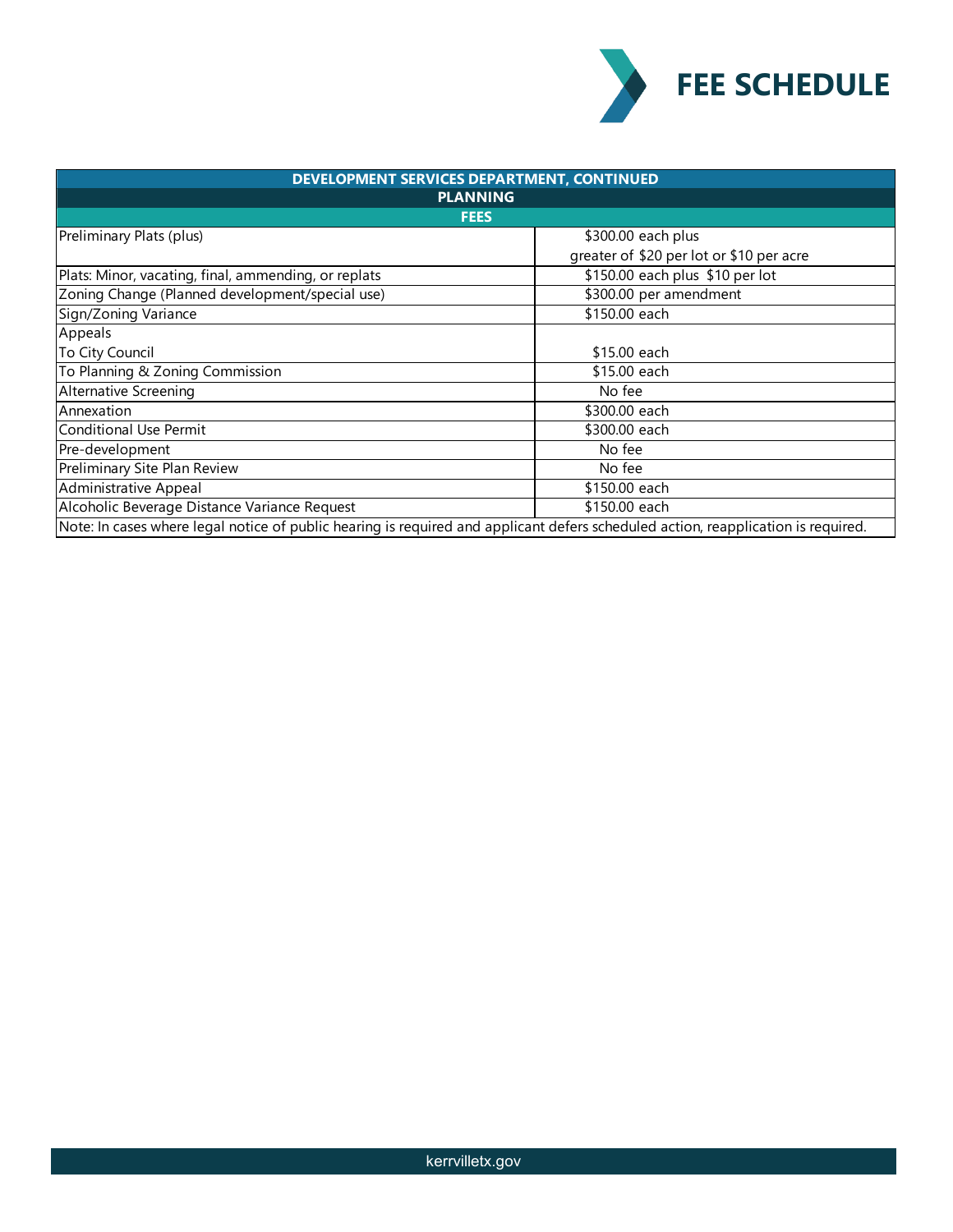# FEE SCHEDULE

| DEVELOPMENT SERVICES DEPARTMENT, CONTINUED | |
|---|---|
| **PLANNING** | |
| **FEES** | |
| Preliminary Plats (plus) | $300.00 each plus greater of $20 per lot or $10 per acre |
| Plats: Minor, vacating, final, ammending, or replats | $150.00 each plus $10 per lot |
| Zoning Change (Planned development/special use) | $300.00 per amendment |
| Sign/Zoning Variance | $150.00 each |
| Appeals | |
| To City Council | $15.00 each |
| To Planning & Zoning Commission | $15.00 each |
| Alternative Screening | No fee |
| Annexation | $300.00 each |
| Conditional Use Permit | $300.00 each |
| Pre-development | No fee |
| Preliminary Site Plan Review | No fee |
| Administrative Appeal | $150.00 each |
| Alcoholic Beverage Distance Variance Request | $150.00 each |
| Note: In cases where legal notice of public hearing is required and applicant defers scheduled action, reapplication is required. | |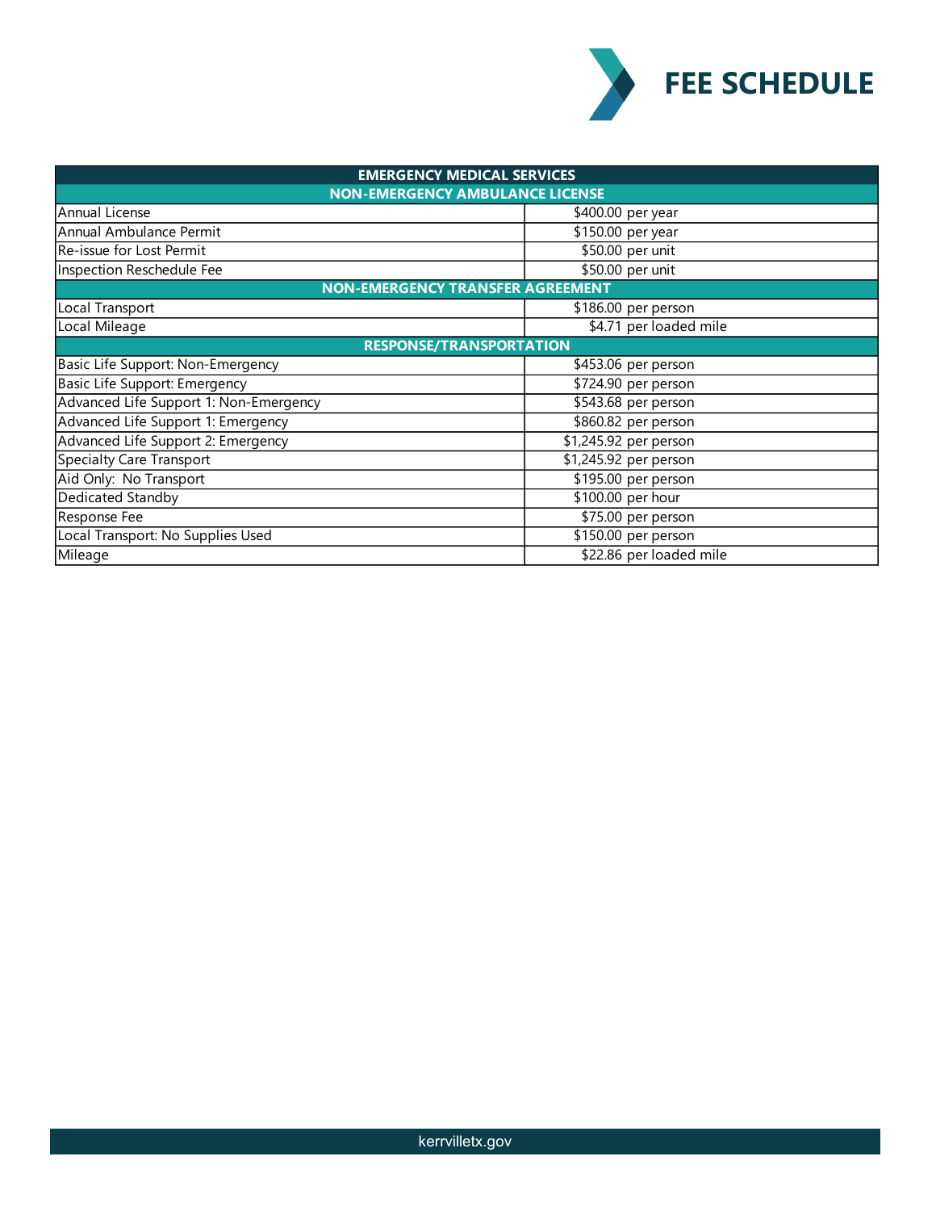# FEE SCHEDULE

| EMERGENCY MEDICAL SERVICES | |
|---|---|
| **NON-EMERGENCY AMBULANCE LICENSE** | |
| Annual License | $400.00 per year |
| Annual Ambulance Permit | $150.00 per year |
| Re-issue for Lost Permit | $50.00 per unit |
| Inspection Reschedule Fee | $50.00 per unit |
| **NON-EMERGENCY TRANSFER AGREEMENT** | |
| Local Transport | $186.00 per person |
| Local Mileage | $4.71 per loaded mile |
| **RESPONSE/TRANSPORTATION** | |
| Basic Life Support: Non-Emergency | $453.06 per person |
| Basic Life Support: Emergency | $724.90 per person |
| Advanced Life Support 1: Non-Emergency | $543.68 per person |
| Advanced Life Support 1: Emergency | $860.82 per person |
| Advanced Life Support 2: Emergency | $1,245.92 per person |
| Specialty Care Transport | $1,245.92 per person |
| Aid Only: No Transport | $195.00 per person |
| Dedicated Standby | $100.00 per hour |
| Response Fee | $75.00 per person |
| Local Transport: No Supplies Used | $150.00 per person |
| Mileage | $22.86 per loaded mile |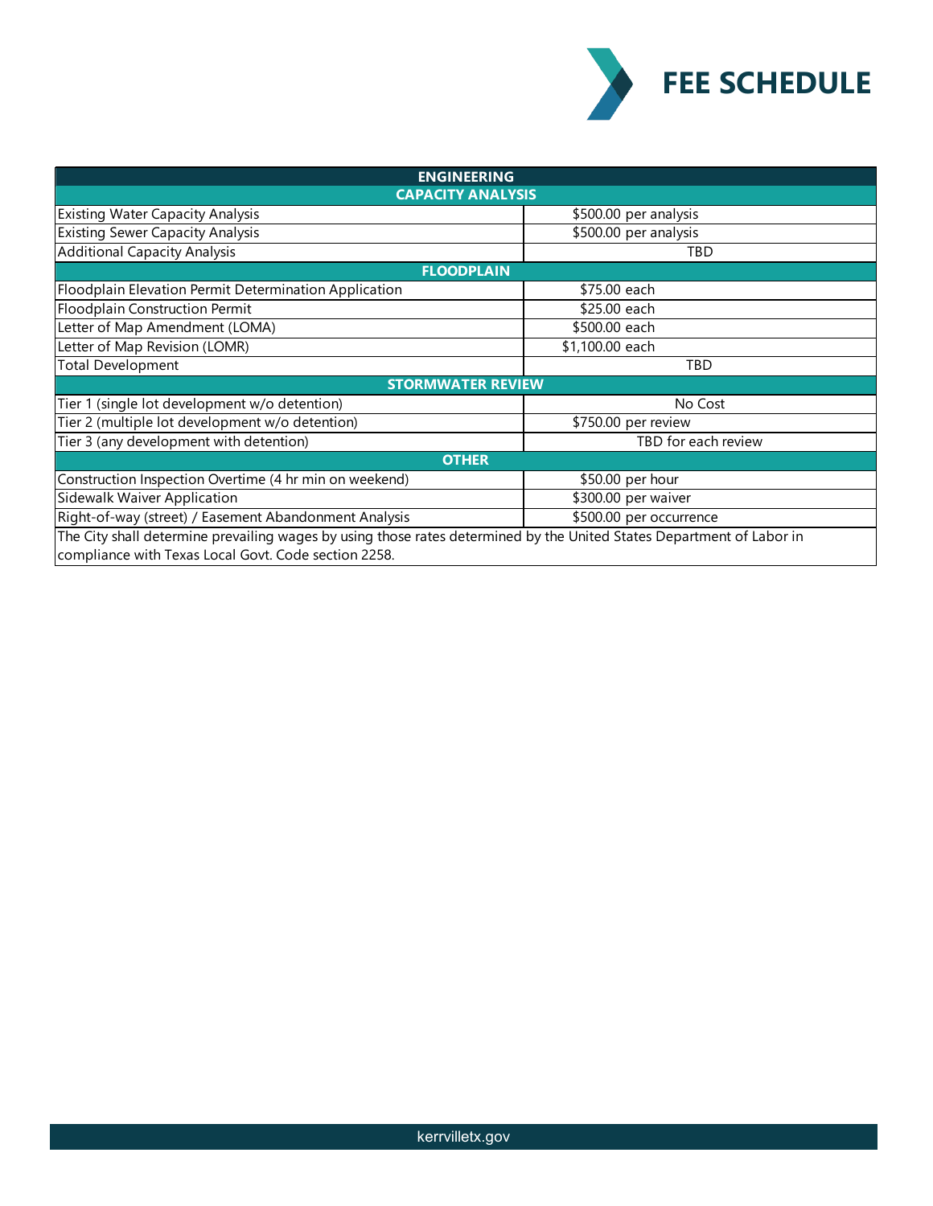# FEE SCHEDULE

| ENGINEERING | |
|---|---|
| **CAPACITY ANALYSIS** | |
| Existing Water Capacity Analysis | $500.00 per analysis |
| Existing Sewer Capacity Analysis | $500.00 per analysis |
| Additional Capacity Analysis | TBD |
| **FLOODPLAIN** | |
| Floodplain Elevation Permit Determination Application | $75.00 each |
| Floodplain Construction Permit | $25.00 each |
| Letter of Map Amendment (LOMA) | $500.00 each |
| Letter of Map Revision (LOMR) | $1,100.00 each |
| Total Development | TBD |
| **STORMWATER REVIEW** | |
| Tier 1 (single lot development w/o detention) | No Cost |
| Tier 2 (multiple lot development w/o detention) | $750.00 per review |
| Tier 3 (any development with detention) | TBD for each review |
| **OTHER** | |
| Construction Inspection Overtime (4 hr min on weekend) | $50.00 per hour |
| Sidewalk Waiver Application | $300.00 per waiver |
| Right-of-way (street) / Easement Abandonment Analysis | $500.00 per occurrence |
| The City shall determine prevailing wages by using those rates determined by the United States Department of Labor in compliance with Texas Local Govt. Code section 2258. | |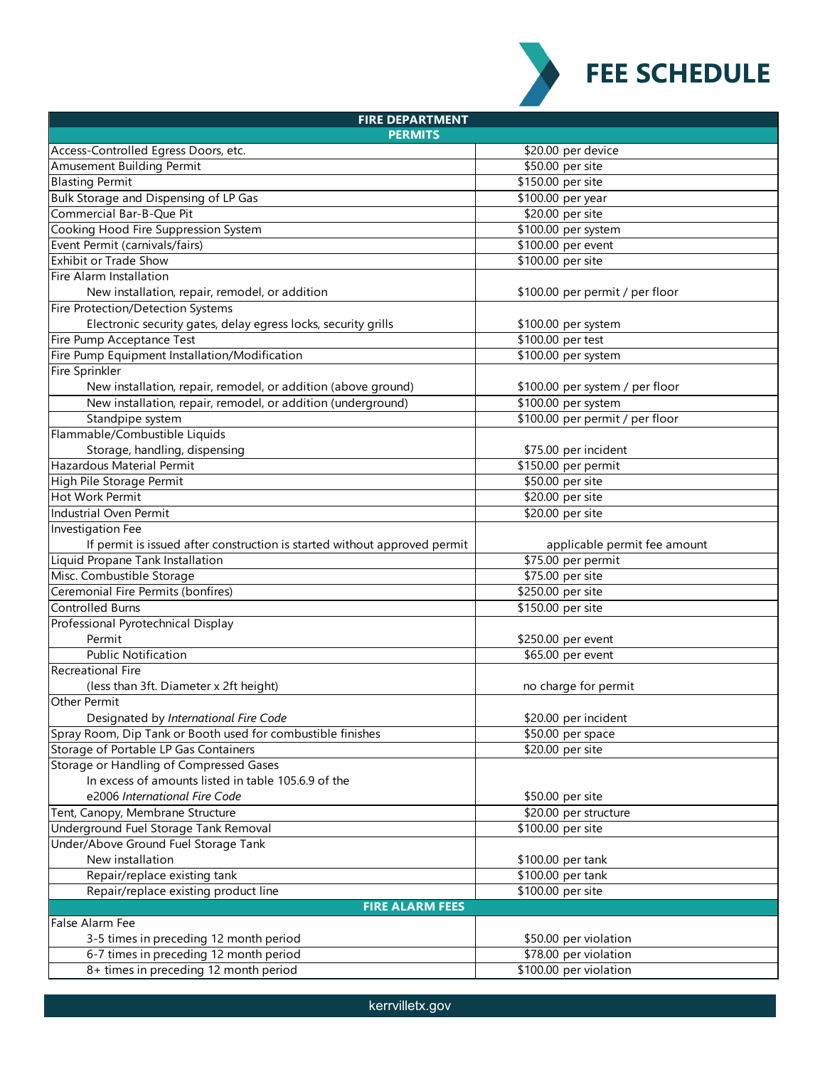# FEE SCHEDULE

| FIRE DEPARTMENT | |
|---|---|
| **PERMITS** | |
| Access-Controlled Egress Doors, etc. | $20.00 per device |
| Amusement Building Permit | $50.00 per site |
| Blasting Permit | $150.00 per site |
| Bulk Storage and Dispensing of LP Gas | $100.00 per year |
| Commercial Bar-B-Que Pit | $20.00 per site |
| Cooking Hood Fire Suppression System | $100.00 per system |
| Event Permit (carnivals/fairs) | $100.00 per event |
| Exhibit or Trade Show | $100.00 per site |
| Fire Alarm Installation | |
| New installation, repair, remodel, or addition | $100.00 per permit / per floor |
| Fire Protection/Detection Systems | |
| Electronic security gates, delay egress locks, security grills | $100.00 per system |
| Fire Pump Acceptance Test | $100.00 per test |
| Fire Pump Equipment Installation/Modification | $100.00 per system |
| Fire Sprinkler | |
| New installation, repair, remodel, or addition (above ground) | $100.00 per system / per floor |
| New installation, repair, remodel, or addition (underground) | $100.00 per system |
| Standpipe system | $100.00 per permit / per floor |
| Flammable/Combustible Liquids | |
| Storage, handling, dispensing | $75.00 per incident |
| Hazardous Material Permit | $150.00 per permit |
| High Pile Storage Permit | $50.00 per site |
| Hot Work Permit | $20.00 per site |
| Industrial Oven Permit | $20.00 per site |
| Investigation Fee | |
| If permit is issued after construction is started without approved permit | applicable permit fee amount |
| Liquid Propane Tank Installation | $75.00 per permit |
| Misc. Combustible Storage | $75.00 per site |
| Ceremonial Fire Permits (bonfires) | $250.00 per site |
| Controlled Burns | $150.00 per site |
| Professional Pyrotechnical Display | |
| Permit | $250.00 per event |
| Public Notification | $65.00 per event |
| Recreational Fire | |
| (less than 3ft. Diameter x 2ft height) | no charge for permit |
| Other Permit | |
| Designated by *International Fire Code* | $20.00 per incident |
| Spray Room, Dip Tank or Booth used for combustible finishes | $50.00 per space |
| Storage of Portable LP Gas Containers | $20.00 per site |
| Storage or Handling of Compressed Gases | |
| In excess of amounts listed in table 105.6.9 of the e2006 *International Fire Code* | $50.00 per site |
| Tent, Canopy, Membrane Structure | $20.00 per structure |
| Underground Fuel Storage Tank Removal | $100.00 per site |
| Under/Above Ground Fuel Storage Tank | |
| New installation | $100.00 per tank |
| Repair/replace existing tank | $100.00 per tank |
| Repair/replace existing product line | $100.00 per site |
| **FIRE ALARM FEES** | |
| False Alarm Fee | |
| 3-5 times in preceding 12 month period | $50.00 per violation |
| 6-7 times in preceding 12 month period | $78.00 per violation |
| 8+ times in preceding 12 month period | $100.00 per violation |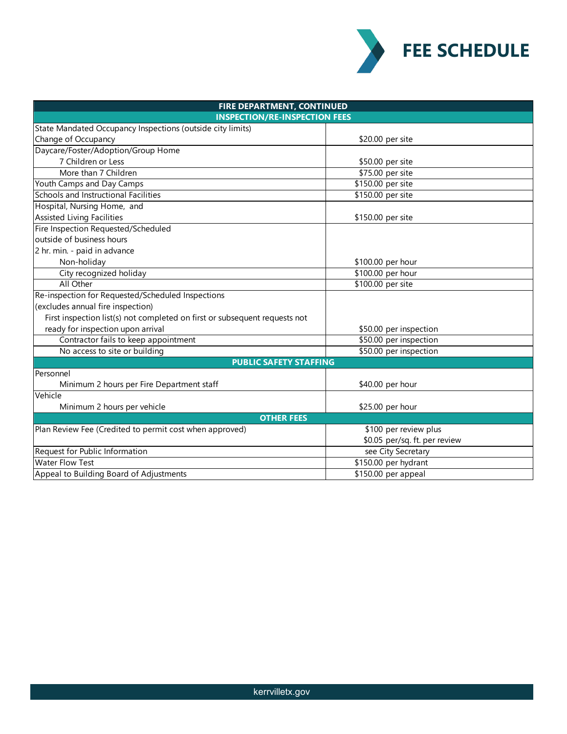# FEE SCHEDULE

| FIRE DEPARTMENT, CONTINUED | |
|---|---|
| **INSPECTION/RE-INSPECTION FEES** | |
| State Mandated Occupancy Inspections (outside city limits) Change of Occupancy | $20.00 per site |
| Daycare/Foster/Adoption/Group Home 7 Children or Less | $50.00 per site |
| More than 7 Children | $75.00 per site |
| Youth Camps and Day Camps | $150.00 per site |
| Schools and Instructional Facilities | $150.00 per site |
| Hospital, Nursing Home, and Assisted Living Facilities | $150.00 per site |
| Fire Inspection Requested/Scheduled outside of business hours 2 hr. min. - paid in advance Non-holiday | $100.00 per hour |
| City recognized holiday | $100.00 per hour |
| All Other | $100.00 per site |
| Re-inspection for Requested/Scheduled Inspections (excludes annual fire inspection) First inspection list(s) not completed on first or subsequent requests not ready for inspection upon arrival | $50.00 per inspection |
| Contractor fails to keep appointment | $50.00 per inspection |
| No access to site or building | $50.00 per inspection |
| **PUBLIC SAFETY STAFFING** | |
| Personnel Minimum 2 hours per Fire Department staff | $40.00 per hour |
| Vehicle Minimum 2 hours per vehicle | $25.00 per hour |
| **OTHER FEES** | |
| Plan Review Fee (Credited to permit cost when approved) | $100 per review plus $0.05 per/sq. ft. per review |
| Request for Public Information | see City Secretary |
| Water Flow Test | $150.00 per hydrant |
| Appeal to Building Board of Adjustments | $150.00 per appeal |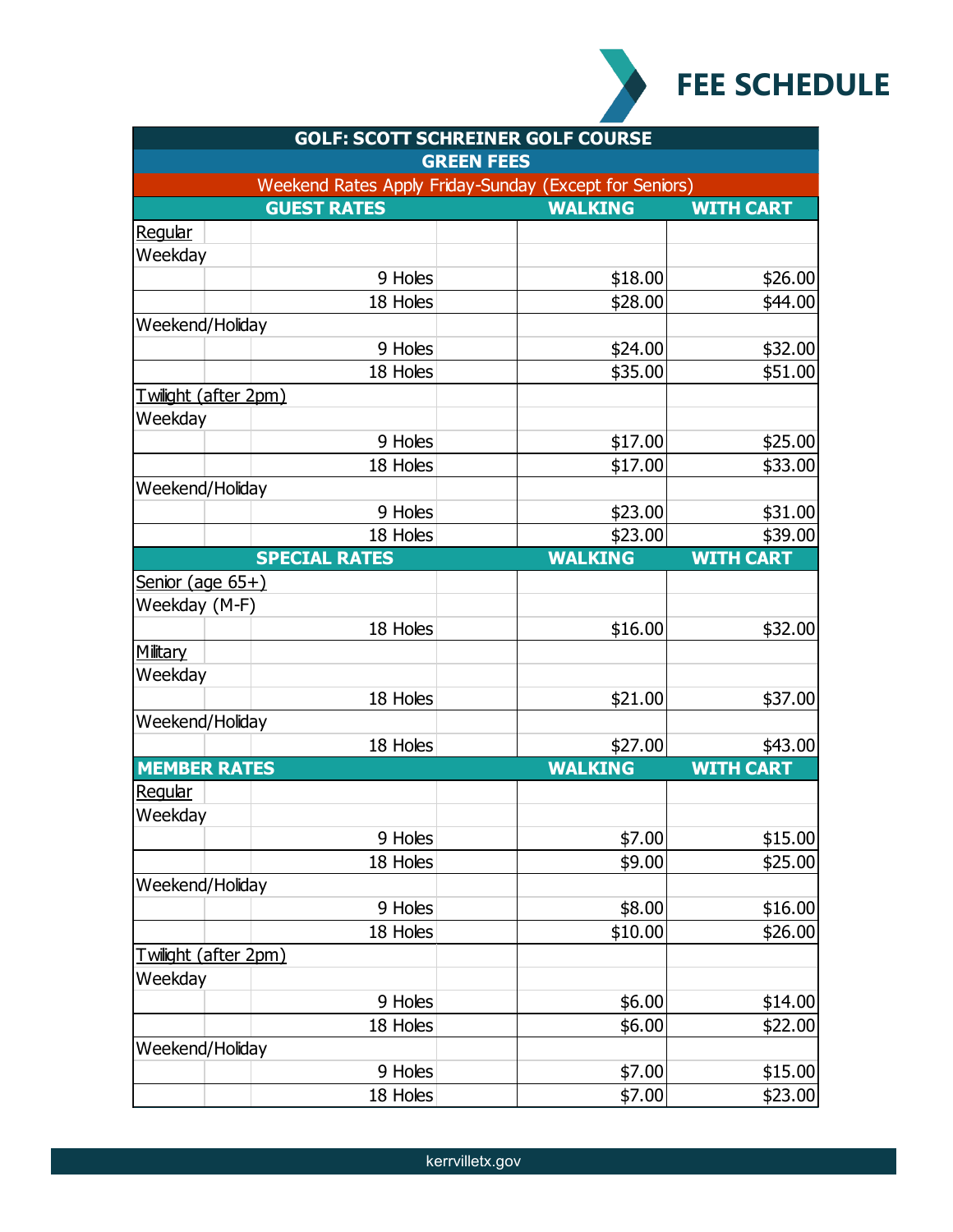# FEE SCHEDULE

| GOLF: SCOTT SCHREINER GOLF COURSE | | |
|---|---|---|
| **GREEN FEES** | | |
| Weekend Rates Apply Friday-Sunday (Except for Seniors) | | |
| **GUEST RATES** | **WALKING** | **WITH CART** |
| Regular | | |
| Weekday | | |
| 9 Holes | $18.00 | $26.00 |
| 18 Holes | $28.00 | $44.00 |
| Weekend/Holiday | | |
| 9 Holes | $24.00 | $32.00 |
| 18 Holes | $35.00 | $51.00 |
| Twilight (after 2pm) | | |
| Weekday | | |
| 9 Holes | $17.00 | $25.00 |
| 18 Holes | $17.00 | $33.00 |
| Weekend/Holiday | | |
| 9 Holes | $23.00 | $31.00 |
| 18 Holes | $23.00 | $39.00 |
| **SPECIAL RATES** | **WALKING** | **WITH CART** |
| Senior (age 65+) | | |
| Weekday (M-F) | | |
| 18 Holes | $16.00 | $32.00 |
| Military | | |
| Weekday | | |
| 18 Holes | $21.00 | $37.00 |
| Weekend/Holiday | | |
| 18 Holes | $27.00 | $43.00 |
| **MEMBER RATES** | **WALKING** | **WITH CART** |
| Regular | | |
| Weekday | | |
| 9 Holes | $7.00 | $15.00 |
| 18 Holes | $9.00 | $25.00 |
| Weekend/Holiday | | |
| 9 Holes | $8.00 | $16.00 |
| 18 Holes | $10.00 | $26.00 |
| Twilight (after 2pm) | | |
| Weekday | | |
| 9 Holes | $6.00 | $14.00 |
| 18 Holes | $6.00 | $22.00 |
| Weekend/Holiday | | |
| 9 Holes | $7.00 | $15.00 |
| 18 Holes | $7.00 | $23.00 |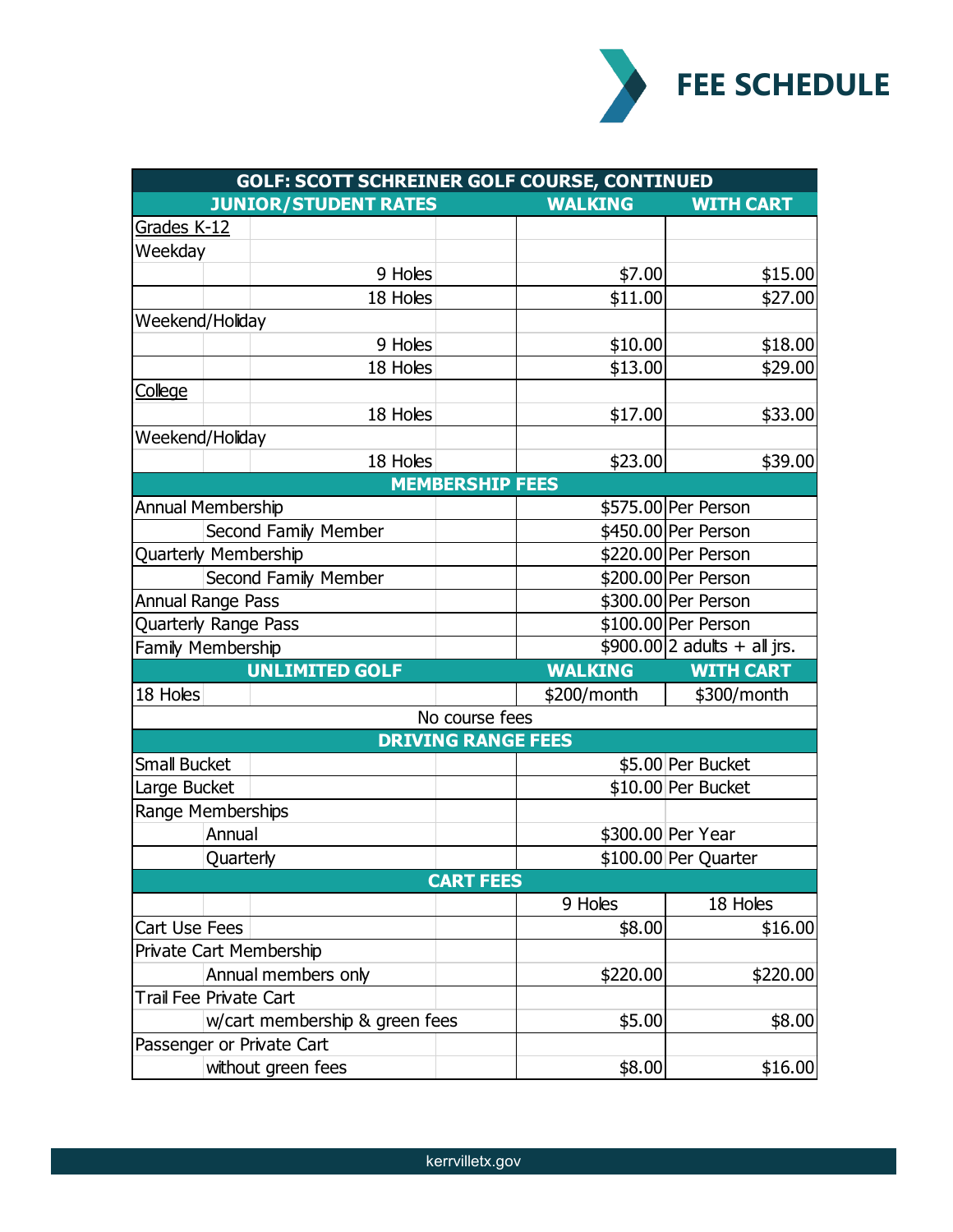# FEE SCHEDULE

| GOLF: SCOTT SCHREINER GOLF COURSE, CONTINUED | | |
|---|---|---|
| **JUNIOR/STUDENT RATES** | **WALKING** | **WITH CART** |
| Grades K-12 | | |
| Weekday | | |
| 9 Holes | $7.00 | $15.00 |
| 18 Holes | $11.00 | $27.00 |
| Weekend/Holiday | | |
| 9 Holes | $10.00 | $18.00 |
| 18 Holes | $13.00 | $29.00 |
| College | | |
| 18 Holes | $17.00 | $33.00 |
| Weekend/Holiday | | |
| 18 Holes | $23.00 | $39.00 |
| **MEMBERSHIP FEES** | | |
| Annual Membership | $575.00 | Per Person |
| Second Family Member | $450.00 | Per Person |
| Quarterly Membership | $220.00 | Per Person |
| Second Family Member | $200.00 | Per Person |
| Annual Range Pass | $300.00 | Per Person |
| Quarterly Range Pass | $100.00 | Per Person |
| Family Membership | $900.00 | 2 adults + all jrs. |
| **UNLIMITED GOLF** | **WALKING** | **WITH CART** |
| 18 Holes | $200/month | $300/month |
| No course fees | | |
| **DRIVING RANGE FEES** | | |
| Small Bucket | $5.00 | Per Bucket |
| Large Bucket | $10.00 | Per Bucket |
| Range Memberships | | |
| Annual | $300.00 | Per Year |
| Quarterly | $100.00 | Per Quarter |
| **CART FEES** | | |
| | 9 Holes | 18 Holes |
| Cart Use Fees | $8.00 | $16.00 |
| Private Cart Membership | | |
| Annual members only | $220.00 | $220.00 |
| Trail Fee Private Cart | | |
| w/cart membership & green fees | $5.00 | $8.00 |
| Passenger or Private Cart | | |
| without green fees | $8.00 | $16.00 |

kerrvilletx.gov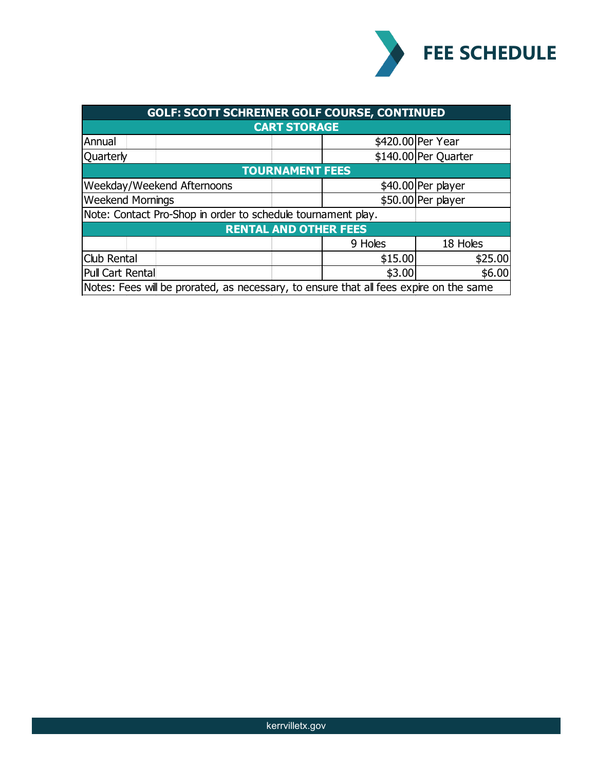# FEE SCHEDULE

| GOLF: SCOTT SCHREINER GOLF COURSE, CONTINUED | | |
|---|---|---|
| **CART STORAGE** | | |
| Annual | $420.00 | Per Year |
| Quarterly | $140.00 | Per Quarter |
| **TOURNAMENT FEES** | | |
| Weekday/Weekend Afternoons | $40.00 | Per player |
| Weekend Mornings | $50.00 | Per player |
| Note: Contact Pro-Shop in order to schedule tournament play. | | |
| **RENTAL AND OTHER FEES** | | |
| | 9 Holes | 18 Holes |
| Club Rental | $15.00 | $25.00 |
| Pull Cart Rental | $3.00 | $6.00 |
| Notes: Fees will be prorated, as necessary, to ensure that all fees expire on the same | | |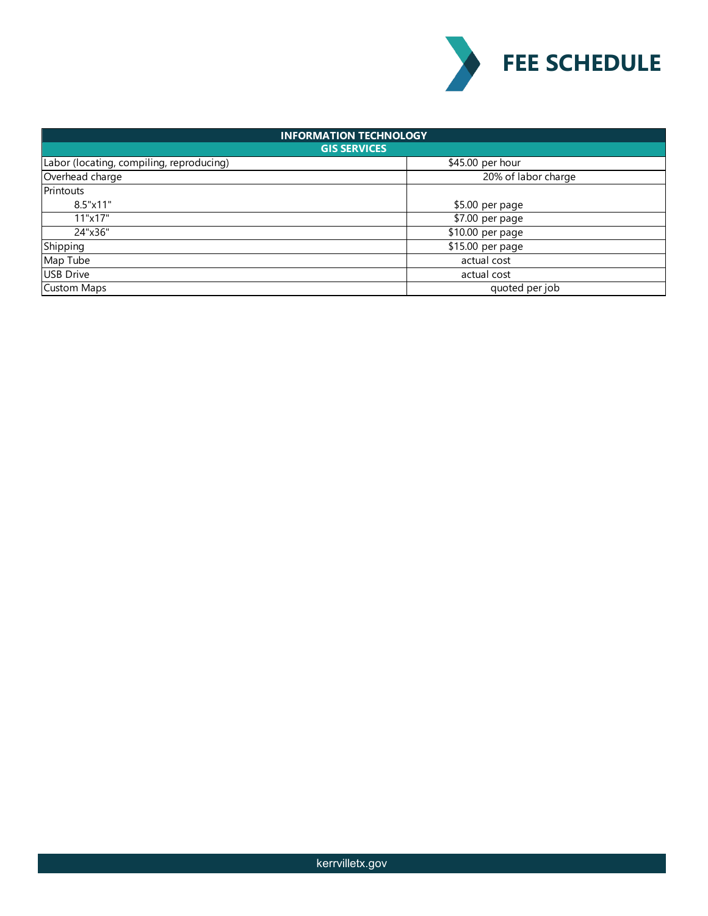# FEE SCHEDULE

| INFORMATION TECHNOLOGY | |
|---|---|
| **GIS SERVICES** | |
| Labor (locating, compiling, reproducing) | $45.00 per hour |
| Overhead charge | 20% of labor charge |
| Printouts | |
| 8.5"x11" | $5.00 per page |
| 11"x17" | $7.00 per page |
| 24"x36" | $10.00 per page |
| Shipping | $15.00 per page |
| Map Tube | actual cost |
| USB Drive | actual cost |
| Custom Maps | quoted per job |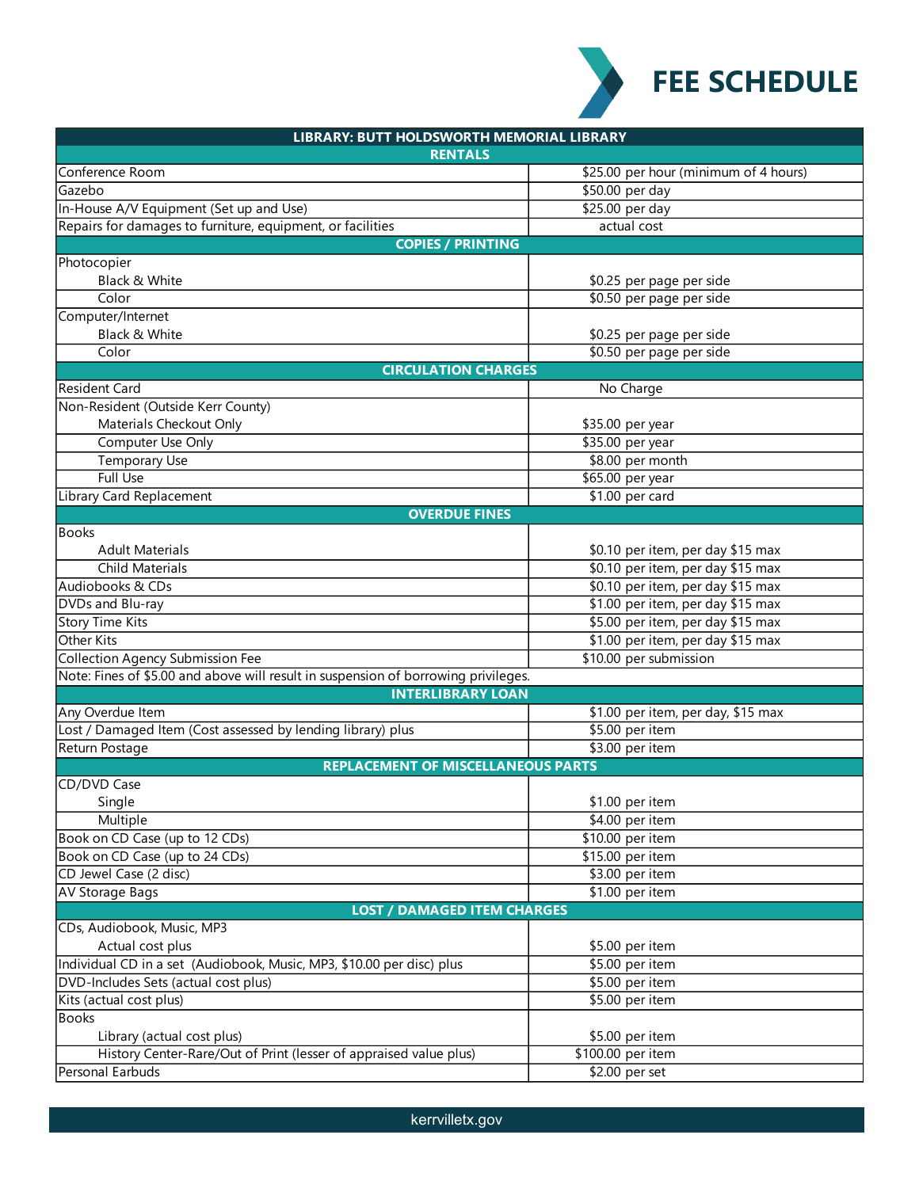# FEE SCHEDULE

| LIBRARY: BUTT HOLDSWORTH MEMORIAL LIBRARY | |
|---|---|
| **RENTALS** | |
| Conference Room | $25.00 per hour (minimum of 4 hours) |
| Gazebo | $50.00 per day |
| In-House A/V Equipment (Set up and Use) | $25.00 per day |
| Repairs for damages to furniture, equipment, or facilities | actual cost |
| **COPIES / PRINTING** | |
| Photocopier | |
| Black & White | $0.25 per page per side |
| Color | $0.50 per page per side |
| Computer/Internet | |
| Black & White | $0.25 per page per side |
| Color | $0.50 per page per side |
| **CIRCULATION CHARGES** | |
| Resident Card | No Charge |
| Non-Resident (Outside Kerr County) | |
| Materials Checkout Only | $35.00 per year |
| Computer Use Only | $35.00 per year |
| Temporary Use | $8.00 per month |
| Full Use | $65.00 per year |
| Library Card Replacement | $1.00 per card |
| **OVERDUE FINES** | |
| Books | |
| Adult Materials | $0.10 per item, per day $15 max |
| Child Materials | $0.10 per item, per day $15 max |
| Audiobooks & CDs | $0.10 per item, per day $15 max |
| DVDs and Blu-ray | $1.00 per item, per day $15 max |
| Story Time Kits | $5.00 per item, per day $15 max |
| Other Kits | $1.00 per item, per day $15 max |
| Collection Agency Submission Fee | $10.00 per submission |
| Note: Fines of $5.00 and above will result in suspension of borrowing privileges. | |
| **INTERLIBRARY LOAN** | |
| Any Overdue Item | $1.00 per item, per day, $15 max |
| Lost / Damaged Item (Cost assessed by lending library) plus | $5.00 per item |
| Return Postage | $3.00 per item |
| **REPLACEMENT OF MISCELLANEOUS PARTS** | |
| CD/DVD Case | |
| Single | $1.00 per item |
| Multiple | $4.00 per item |
| Book on CD Case (up to 12 CDs) | $10.00 per item |
| Book on CD Case (up to 24 CDs) | $15.00 per item |
| CD Jewel Case (2 disc) | $3.00 per item |
| AV Storage Bags | $1.00 per item |
| **LOST / DAMAGED ITEM CHARGES** | |
| CDs, Audiobook, Music, MP3 | |
| Actual cost plus | $5.00 per item |
| Individual CD in a set (Audiobook, Music, MP3, $10.00 per disc) plus | $5.00 per item |
| DVD-Includes Sets (actual cost plus) | $5.00 per item |
| Kits (actual cost plus) | $5.00 per item |
| Books | |
| Library (actual cost plus) | $5.00 per item |
| History Center-Rare/Out of Print (lesser of appraised value plus) | $100.00 per item |
| Personal Earbuds | $2.00 per set |

kerrvilletx.gov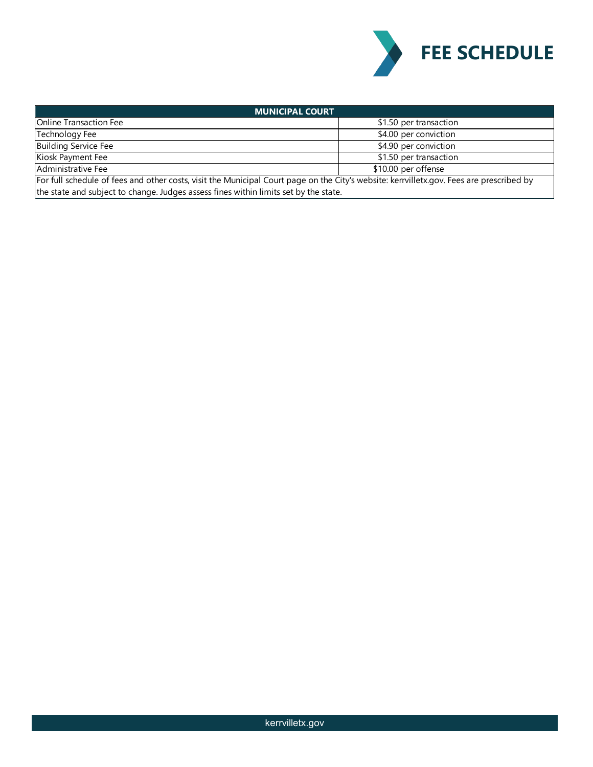# FEE SCHEDULE

| MUNICIPAL COURT | |
|---|---|
| Online Transaction Fee | $1.50 per transaction |
| Technology Fee | $4.00 per conviction |
| Building Service Fee | $4.90 per conviction |
| Kiosk Payment Fee | $1.50 per transaction |
| Administrative Fee | $10.00 per offense |
| For full schedule of fees and other costs, visit the Municipal Court page on the City's website: kerrvilletx.gov. Fees are prescribed by the state and subject to change. Judges assess fines within limits set by the state. | |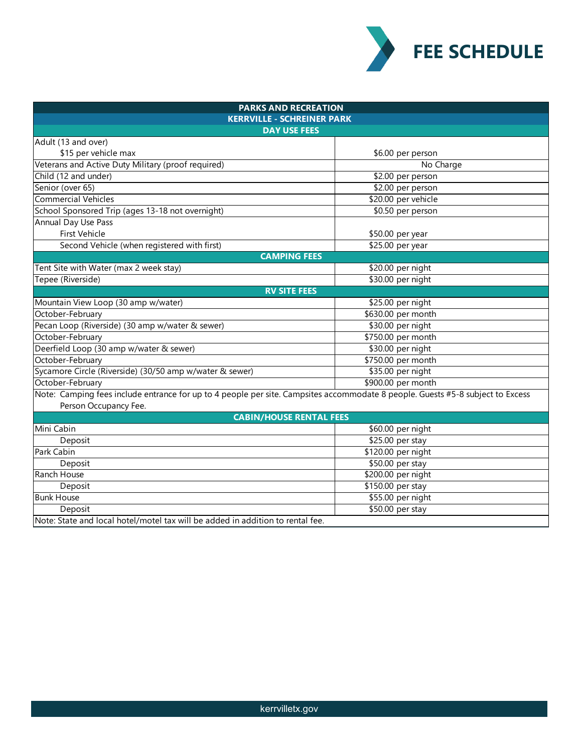# FEE SCHEDULE

| PARKS AND RECREATION | |
|---|---|
| **KERRVILLE - SCHREINER PARK** | |
| **DAY USE FEES** | |
| Adult (13 and over)<br>$15 per vehicle max | $6.00 per person |
| Veterans and Active Duty Military (proof required) | No Charge |
| Child (12 and under) | $2.00 per person |
| Senior (over 65) | $2.00 per person |
| Commercial Vehicles | $20.00 per vehicle |
| School Sponsored Trip (ages 13-18 not overnight) | $0.50 per person |
| Annual Day Use Pass<br>First Vehicle | $50.00 per year |
| Second Vehicle (when registered with first) | $25.00 per year |
| **CAMPING FEES** | |
| Tent Site with Water (max 2 week stay) | $20.00 per night |
| Tepee (Riverside) | $30.00 per night |
| **RV SITE FEES** | |
| Mountain View Loop (30 amp w/water) | $25.00 per night |
| October-February | $630.00 per month |
| Pecan Loop (Riverside) (30 amp w/water & sewer) | $30.00 per night |
| October-February | $750.00 per month |
| Deerfield Loop (30 amp w/water & sewer) | $30.00 per night |
| October-February | $750.00 per month |
| Sycamore Circle (Riverside) (30/50 amp w/water & sewer) | $35.00 per night |
| October-February | $900.00 per month |
| Note: Camping fees include entrance for up to 4 people per site. Campsites accommodate 8 people. Guests #5-8 subject to Excess Person Occupancy Fee. | |
| **CABIN/HOUSE RENTAL FEES** | |
| Mini Cabin | $60.00 per night |
| Deposit | $25.00 per stay |
| Park Cabin | $120.00 per night |
| Deposit | $50.00 per stay |
| Ranch House | $200.00 per night |
| Deposit | $150.00 per stay |
| Bunk House | $55.00 per night |
| Deposit | $50.00 per stay |
| Note: State and local hotel/motel tax will be added in addition to rental fee. | |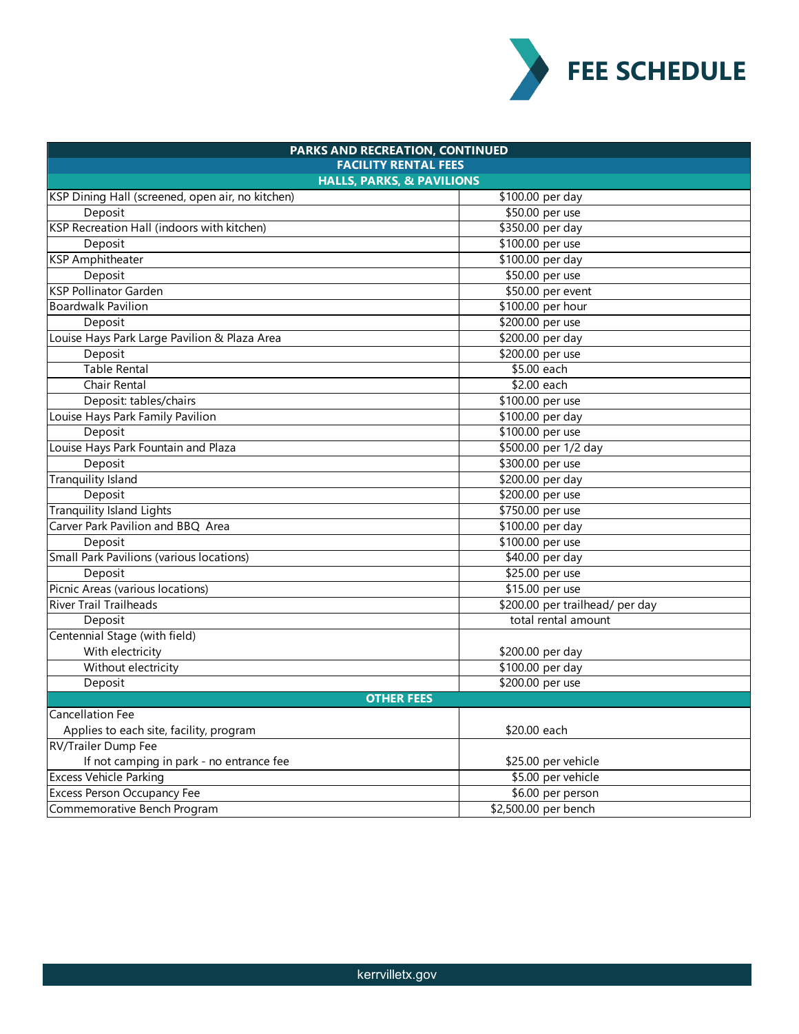# FEE SCHEDULE

| PARKS AND RECREATION, CONTINUED | |
|---|---|
| **FACILITY RENTAL FEES** | |
| **HALLS, PARKS, & PAVILIONS** | |
| KSP Dining Hall (screened, open air, no kitchen) | $100.00 per day |
| Deposit | $50.00 per use |
| KSP Recreation Hall (indoors with kitchen) | $350.00 per day |
| Deposit | $100.00 per use |
| KSP Amphitheater | $100.00 per day |
| Deposit | $50.00 per use |
| KSP Pollinator Garden | $50.00 per event |
| Boardwalk Pavilion | $100.00 per hour |
| Deposit | $200.00 per use |
| Louise Hays Park Large Pavilion & Plaza Area | $200.00 per day |
| Deposit | $200.00 per use |
| Table Rental | $5.00 each |
| Chair Rental | $2.00 each |
| Deposit: tables/chairs | $100.00 per use |
| Louise Hays Park Family Pavilion | $100.00 per day |
| Deposit | $100.00 per use |
| Louise Hays Park Fountain and Plaza | $500.00 per 1/2 day |
| Deposit | $300.00 per use |
| Tranquility Island | $200.00 per day |
| Deposit | $200.00 per use |
| Tranquility Island Lights | $750.00 per use |
| Carver Park Pavilion and BBQ Area | $100.00 per day |
| Deposit | $100.00 per use |
| Small Park Pavilions (various locations) | $40.00 per day |
| Deposit | $25.00 per use |
| Picnic Areas (various locations) | $15.00 per use |
| River Trail Trailheads | $200.00 per trailhead/ per day |
| Deposit | total rental amount |
| Centennial Stage (with field) | |
| With electricity | $200.00 per day |
| Without electricity | $100.00 per day |
| Deposit | $200.00 per use |
| **OTHER FEES** | |
| Cancellation Fee | |
| Applies to each site, facility, program | $20.00 each |
| RV/Trailer Dump Fee | |
| If not camping in park - no entrance fee | $25.00 per vehicle |
| Excess Vehicle Parking | $5.00 per vehicle |
| Excess Person Occupancy Fee | $6.00 per person |
| Commemorative Bench Program | $2,500.00 per bench |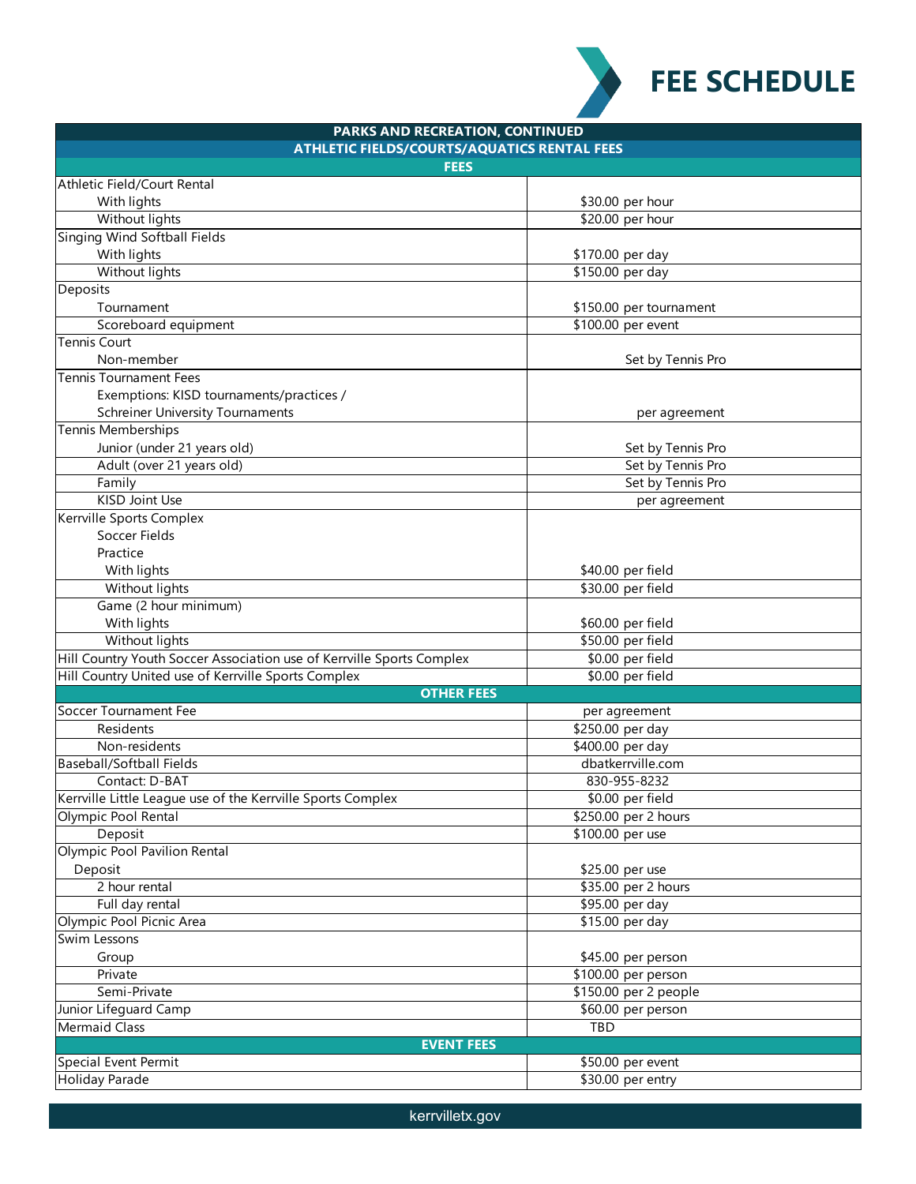# FEE SCHEDULE

| PARKS AND RECREATION, CONTINUED | |
|---|---|
| **ATHLETIC FIELDS/COURTS/AQUATICS RENTAL FEES** | |
| **FEES** | |
| Athletic Field/Court Rental | |
| With lights | $30.00 per hour |
| Without lights | $20.00 per hour |
| Singing Wind Softball Fields | |
| With lights | $170.00 per day |
| Without lights | $150.00 per day |
| Deposits | |
| Tournament | $150.00 per tournament |
| Scoreboard equipment | $100.00 per event |
| Tennis Court | |
| Non-member | Set by Tennis Pro |
| Tennis Tournament Fees | |
| Exemptions: KISD tournaments/practices / Schreiner University Tournaments | per agreement |
| Tennis Memberships | |
| Junior (under 21 years old) | Set by Tennis Pro |
| Adult (over 21 years old) | Set by Tennis Pro |
| Family | Set by Tennis Pro |
| KISD Joint Use | per agreement |
| Kerrville Sports Complex | |
| Soccer Fields | |
| Practice | |
| With lights | $40.00 per field |
| Without lights | $30.00 per field |
| Game (2 hour minimum) | |
| With lights | $60.00 per field |
| Without lights | $50.00 per field |
| Hill Country Youth Soccer Association use of Kerrville Sports Complex | $0.00 per field |
| Hill Country United use of Kerrville Sports Complex | $0.00 per field |
| **OTHER FEES** | |
| Soccer Tournament Fee | per agreement |
| Residents | $250.00 per day |
| Non-residents | $400.00 per day |
| Baseball/Softball Fields | dbatkerrville.com |
| Contact: D-BAT | 830-955-8232 |
| Kerrville Little League use of the Kerrville Sports Complex | $0.00 per field |
| Olympic Pool Rental | $250.00 per 2 hours |
| Deposit | $100.00 per use |
| Olympic Pool Pavilion Rental | |
| Deposit | $25.00 per use |
| 2 hour rental | $35.00 per 2 hours |
| Full day rental | $95.00 per day |
| Olympic Pool Picnic Area | $15.00 per day |
| Swim Lessons | |
| Group | $45.00 per person |
| Private | $100.00 per person |
| Semi-Private | $150.00 per 2 people |
| Junior Lifeguard Camp | $60.00 per person |
| Mermaid Class | TBD |
| **EVENT FEES** | |
| Special Event Permit | $50.00 per event |
| Holiday Parade | $30.00 per entry |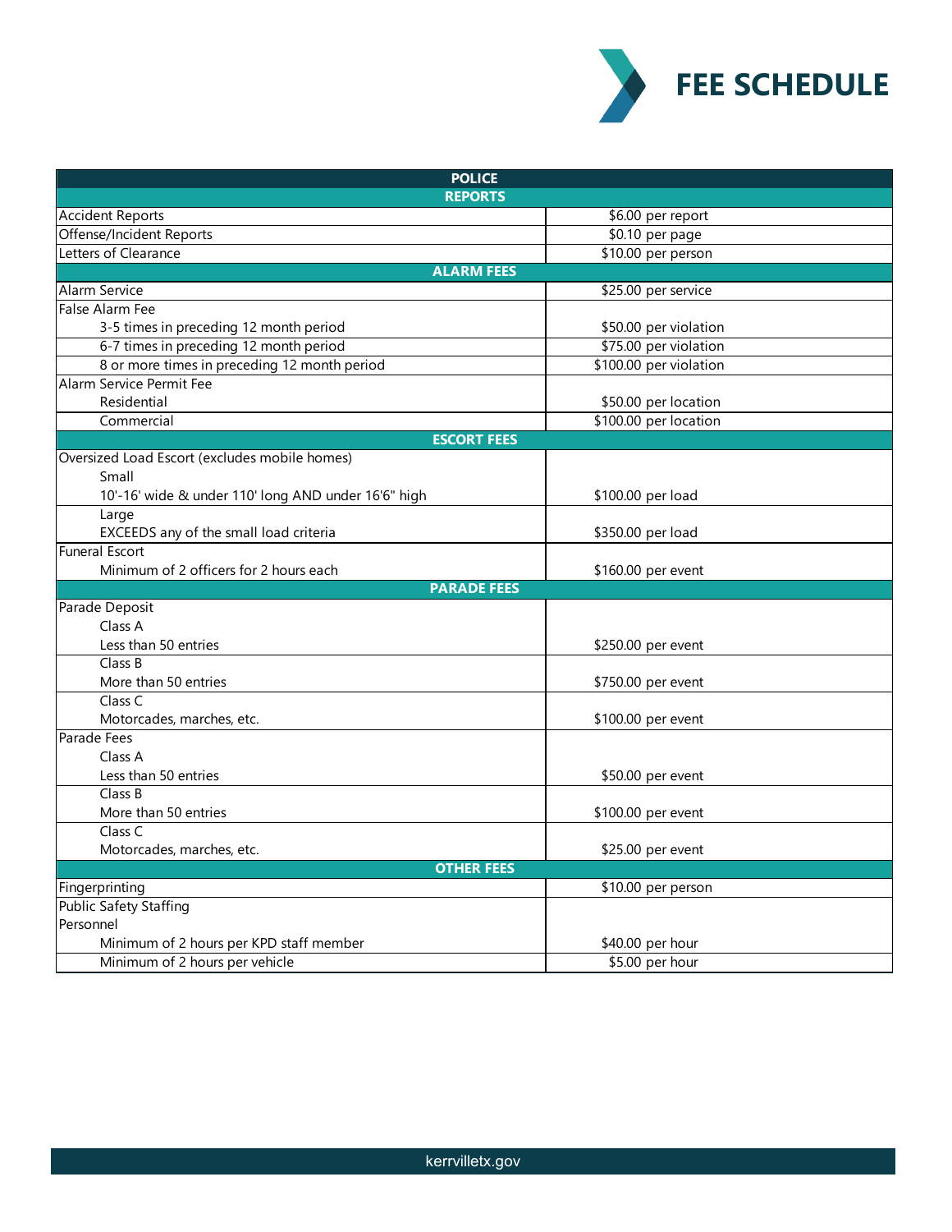# FEE SCHEDULE

| POLICE | |
|---|---|
| **REPORTS** | |
| Accident Reports | $6.00 per report |
| Offense/Incident Reports | $0.10 per page |
| Letters of Clearance | $10.00 per person |
| **ALARM FEES** | |
| Alarm Service | $25.00 per service |
| False Alarm Fee | |
| 3-5 times in preceding 12 month period | $50.00 per violation |
| 6-7 times in preceding 12 month period | $75.00 per violation |
| 8 or more times in preceding 12 month period | $100.00 per violation |
| Alarm Service Permit Fee | |
| Residential | $50.00 per location |
| Commercial | $100.00 per location |
| **ESCORT FEES** | |
| Oversized Load Escort (excludes mobile homes) | |
| Small<br>10'-16' wide & under 110' long AND under 16'6" high | $100.00 per load |
| Large<br>EXCEEDS any of the small load criteria | $350.00 per load |
| Funeral Escort<br>Minimum of 2 officers for 2 hours each | $160.00 per event |
| **PARADE FEES** | |
| Parade Deposit | |
| Class A<br>Less than 50 entries | $250.00 per event |
| Class B<br>More than 50 entries | $750.00 per event |
| Class C<br>Motorcades, marches, etc. | $100.00 per event |
| Parade Fees | |
| Class A<br>Less than 50 entries | $50.00 per event |
| Class B<br>More than 50 entries | $100.00 per event |
| Class C<br>Motorcades, marches, etc. | $25.00 per event |
| **OTHER FEES** | |
| Fingerprinting | $10.00 per person |
| Public Safety Staffing | |
| Personnel<br>Minimum of 2 hours per KPD staff member | $40.00 per hour |
| Minimum of 2 hours per vehicle | $5.00 per hour |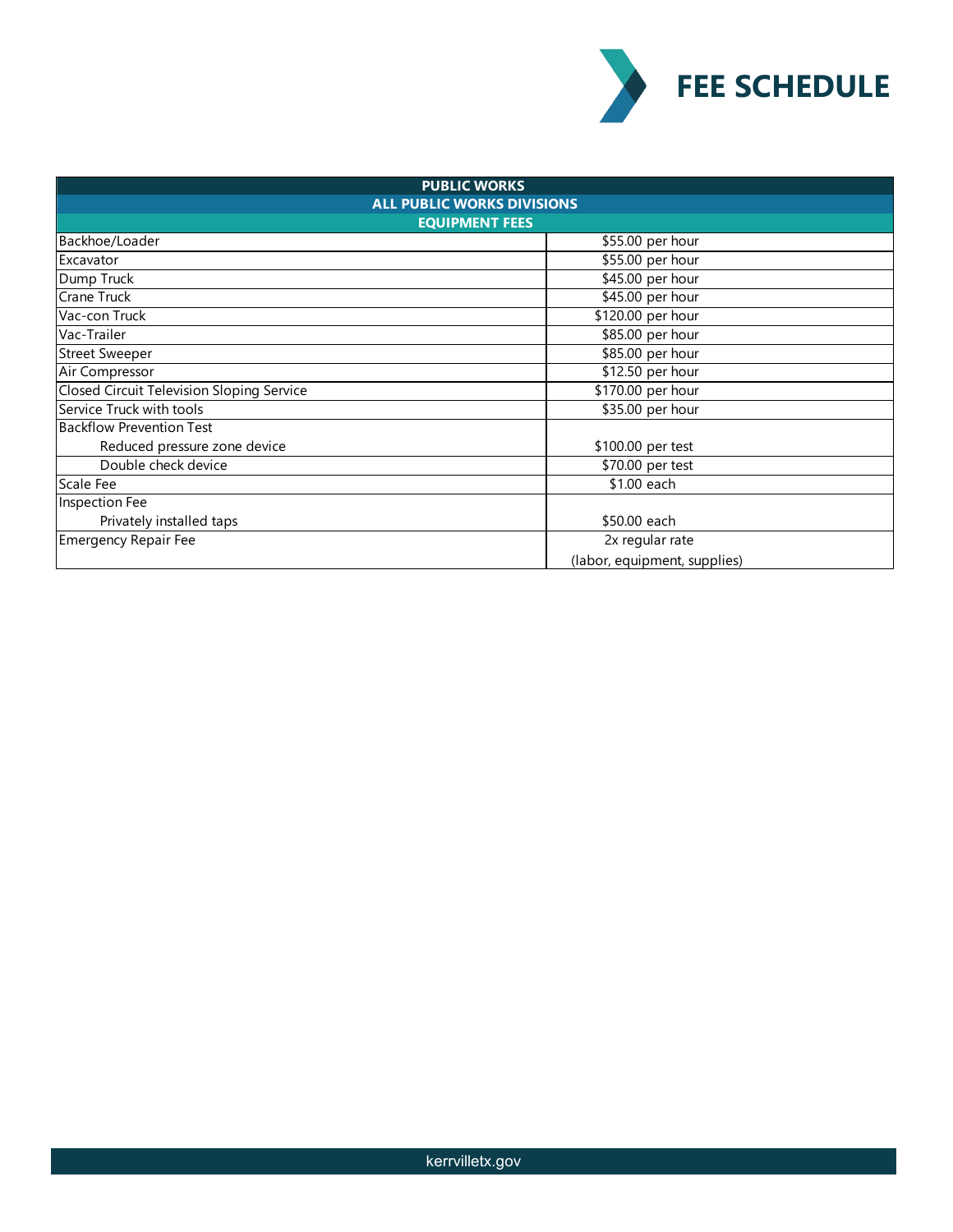# FEE SCHEDULE

| PUBLIC WORKS | |
|---|---|
| ALL PUBLIC WORKS DIVISIONS | |
| EQUIPMENT FEES | |
| Backhoe/Loader | $55.00 per hour |
| Excavator | $55.00 per hour |
| Dump Truck | $45.00 per hour |
| Crane Truck | $45.00 per hour |
| Vac-con Truck | $120.00 per hour |
| Vac-Trailer | $85.00 per hour |
| Street Sweeper | $85.00 per hour |
| Air Compressor | $12.50 per hour |
| Closed Circuit Television Sloping Service | $170.00 per hour |
| Service Truck with tools | $35.00 per hour |
| Backflow Prevention Test | |
| Reduced pressure zone device | $100.00 per test |
| Double check device | $70.00 per test |
| Scale Fee | $1.00 each |
| Inspection Fee | |
| Privately installed taps | $50.00 each |
| Emergency Repair Fee | 2x regular rate (labor, equipment, supplies) |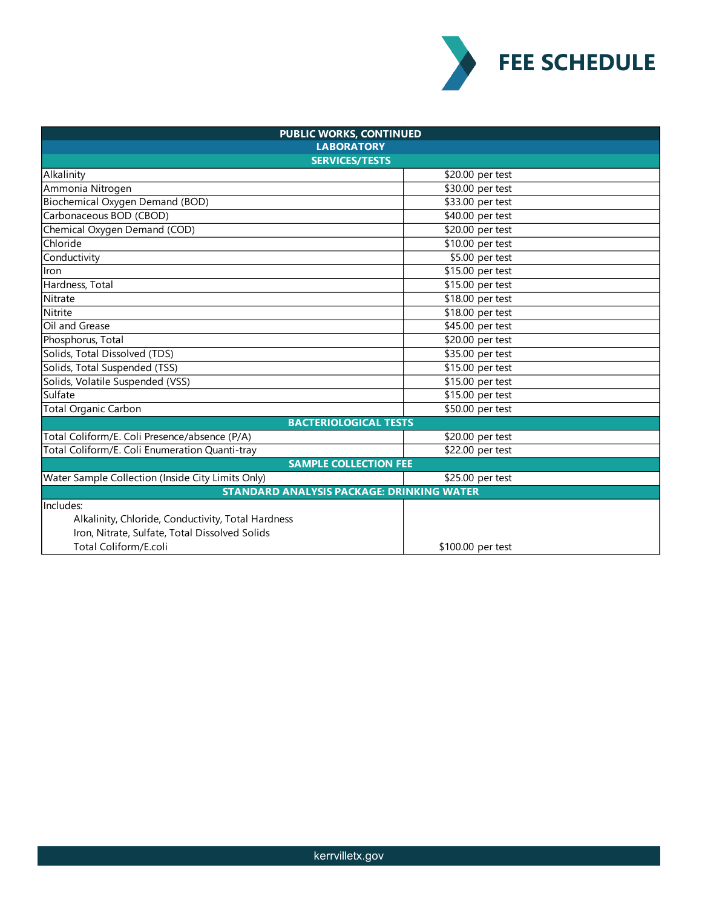# FEE SCHEDULE

| PUBLIC WORKS, CONTINUED | |
|---|---|
| **LABORATORY** | |
| **SERVICES/TESTS** | |
| Alkalinity | $20.00 per test |
| Ammonia Nitrogen | $30.00 per test |
| Biochemical Oxygen Demand (BOD) | $33.00 per test |
| Carbonaceous BOD (CBOD) | $40.00 per test |
| Chemical Oxygen Demand (COD) | $20.00 per test |
| Chloride | $10.00 per test |
| Conductivity | $5.00 per test |
| Iron | $15.00 per test |
| Hardness, Total | $15.00 per test |
| Nitrate | $18.00 per test |
| Nitrite | $18.00 per test |
| Oil and Grease | $45.00 per test |
| Phosphorus, Total | $20.00 per test |
| Solids, Total Dissolved (TDS) | $35.00 per test |
| Solids, Total Suspended (TSS) | $15.00 per test |
| Solids, Volatile Suspended (VSS) | $15.00 per test |
| Sulfate | $15.00 per test |
| Total Organic Carbon | $50.00 per test |
| **BACTERIOLOGICAL TESTS** | |
| Total Coliform/E. Coli Presence/absence (P/A) | $20.00 per test |
| Total Coliform/E. Coli Enumeration Quanti-tray | $22.00 per test |
| **SAMPLE COLLECTION FEE** | |
| Water Sample Collection (Inside City Limits Only) | $25.00 per test |
| **STANDARD ANALYSIS PACKAGE: DRINKING WATER** | |
| Includes:<br>Alkalinity, Chloride, Conductivity, Total Hardness<br>Iron, Nitrate, Sulfate, Total Dissolved Solids<br>Total Coliform/E.coli | $100.00 per test |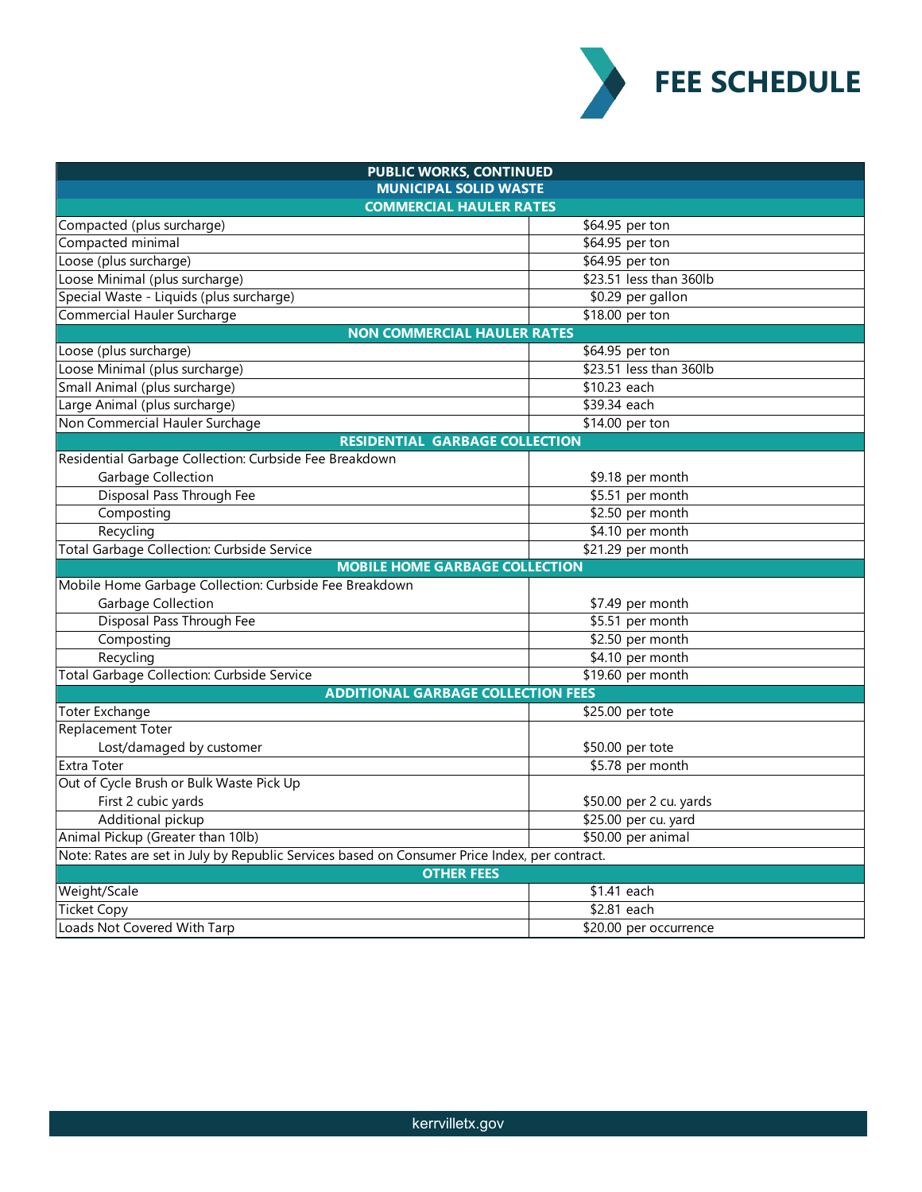# FEE SCHEDULE

| PUBLIC WORKS, CONTINUED | |
|---|---|
| **MUNICIPAL SOLID WASTE** | |
| **COMMERCIAL HAULER RATES** | |
| Compacted (plus surcharge) | $64.95 per ton |
| Compacted minimal | $64.95 per ton |
| Loose (plus surcharge) | $64.95 per ton |
| Loose Minimal (plus surcharge) | $23.51 less than 360lb |
| Special Waste - Liquids (plus surcharge) | $0.29 per gallon |
| Commercial Hauler Surcharge | $18.00 per ton |
| **NON COMMERCIAL HAULER RATES** | |
| Loose (plus surcharge) | $64.95 per ton |
| Loose Minimal (plus surcharge) | $23.51 less than 360lb |
| Small Animal (plus surcharge) | $10.23 each |
| Large Animal (plus surcharge) | $39.34 each |
| Non Commercial Hauler Surchage | $14.00 per ton |
| **RESIDENTIAL GARBAGE COLLECTION** | |
| Residential Garbage Collection: Curbside Fee Breakdown | |
| Garbage Collection | $9.18 per month |
| Disposal Pass Through Fee | $5.51 per month |
| Composting | $2.50 per month |
| Recycling | $4.10 per month |
| Total Garbage Collection: Curbside Service | $21.29 per month |
| **MOBILE HOME GARBAGE COLLECTION** | |
| Mobile Home Garbage Collection: Curbside Fee Breakdown | |
| Garbage Collection | $7.49 per month |
| Disposal Pass Through Fee | $5.51 per month |
| Composting | $2.50 per month |
| Recycling | $4.10 per month |
| Total Garbage Collection: Curbside Service | $19.60 per month |
| **ADDITIONAL GARBAGE COLLECTION FEES** | |
| Toter Exchange | $25.00 per tote |
| Replacement Toter | |
| Lost/damaged by customer | $50.00 per tote |
| Extra Toter | $5.78 per month |
| Out of Cycle Brush or Bulk Waste Pick Up | |
| First 2 cubic yards | $50.00 per 2 cu. yards |
| Additional pickup | $25.00 per cu. yard |
| Animal Pickup (Greater than 10lb) | $50.00 per animal |
| Note: Rates are set in July by Republic Services based on Consumer Price Index, per contract. | |
| **OTHER FEES** | |
| Weight/Scale | $1.41 each |
| Ticket Copy | $2.81 each |
| Loads Not Covered With Tarp | $20.00 per occurrence |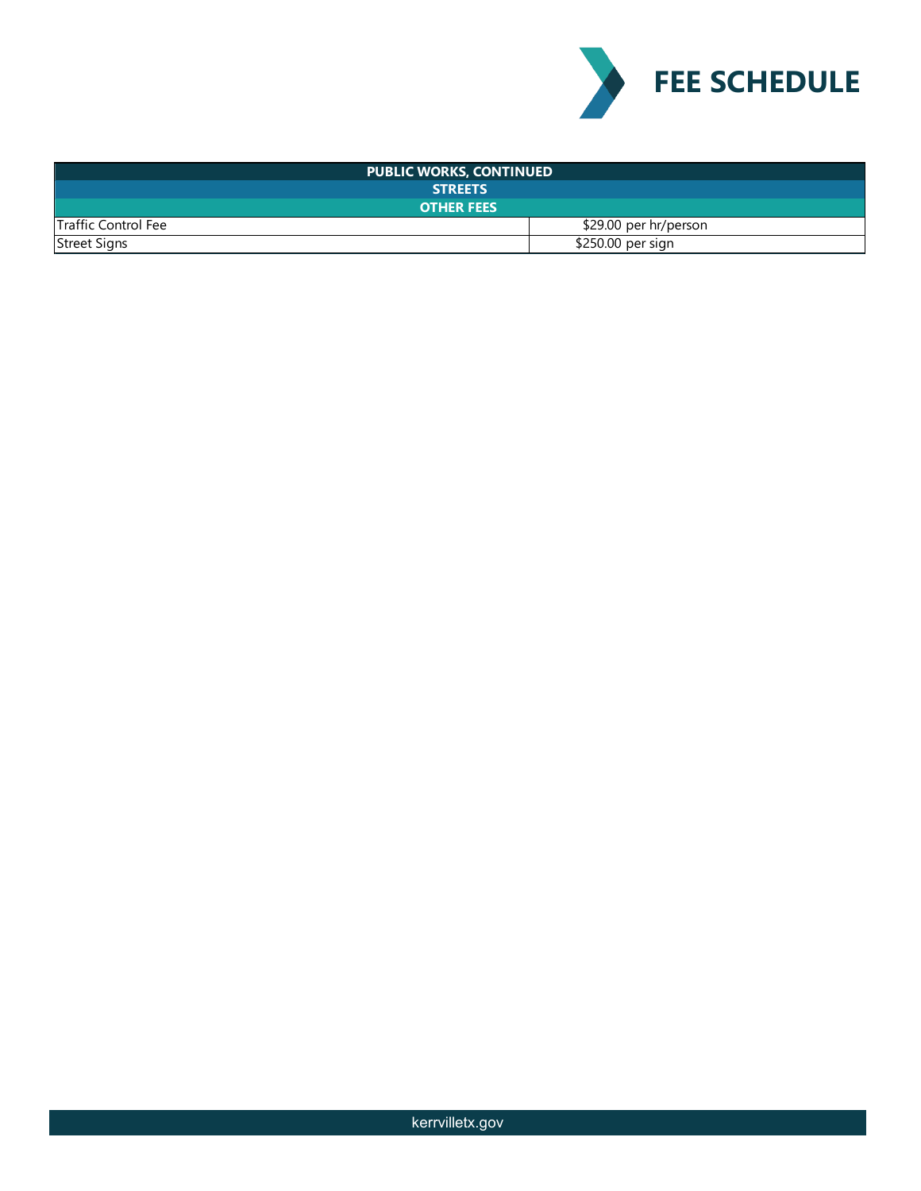# FEE SCHEDULE

| PUBLIC WORKS, CONTINUED | |
|---|---|
| **STREETS** | |
| **OTHER FEES** | |
| Traffic Control Fee | $29.00 per hr/person |
| Street Signs | $250.00 per sign |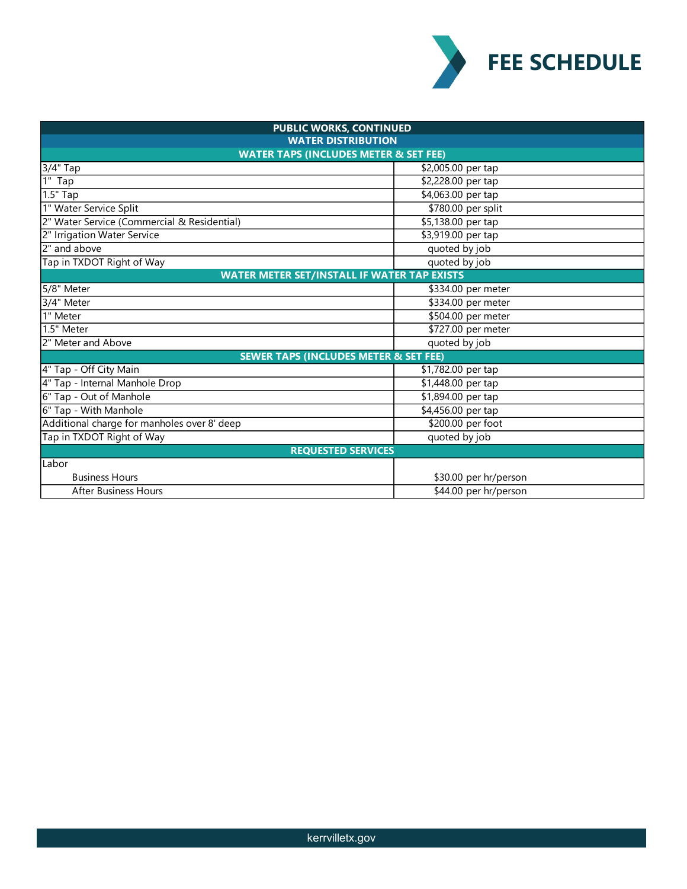# FEE SCHEDULE

| PUBLIC WORKS, CONTINUED | |
|---|---|
| **WATER DISTRIBUTION** | |
| **WATER TAPS (INCLUDES METER & SET FEE)** | |
| 3/4" Tap | $2,005.00 per tap |
| 1" Tap | $2,228.00 per tap |
| 1.5" Tap | $4,063.00 per tap |
| 1" Water Service Split | $780.00 per split |
| 2" Water Service (Commercial & Residential) | $5,138.00 per tap |
| 2" Irrigation Water Service | $3,919.00 per tap |
| 2" and above | quoted by job |
| Tap in TXDOT Right of Way | quoted by job |
| **WATER METER SET/INSTALL IF WATER TAP EXISTS** | |
| 5/8" Meter | $334.00 per meter |
| 3/4" Meter | $334.00 per meter |
| 1" Meter | $504.00 per meter |
| 1.5" Meter | $727.00 per meter |
| 2" Meter and Above | quoted by job |
| **SEWER TAPS (INCLUDES METER & SET FEE)** | |
| 4" Tap - Off City Main | $1,782.00 per tap |
| 4" Tap - Internal Manhole Drop | $1,448.00 per tap |
| 6" Tap - Out of Manhole | $1,894.00 per tap |
| 6" Tap - With Manhole | $4,456.00 per tap |
| Additional charge for manholes over 8' deep | $200.00 per foot |
| Tap in TXDOT Right of Way | quoted by job |
| **REQUESTED SERVICES** | |
| Labor | |
| Business Hours | $30.00 per hr/person |
| After Business Hours | $44.00 per hr/person |

kerrvilletx.gov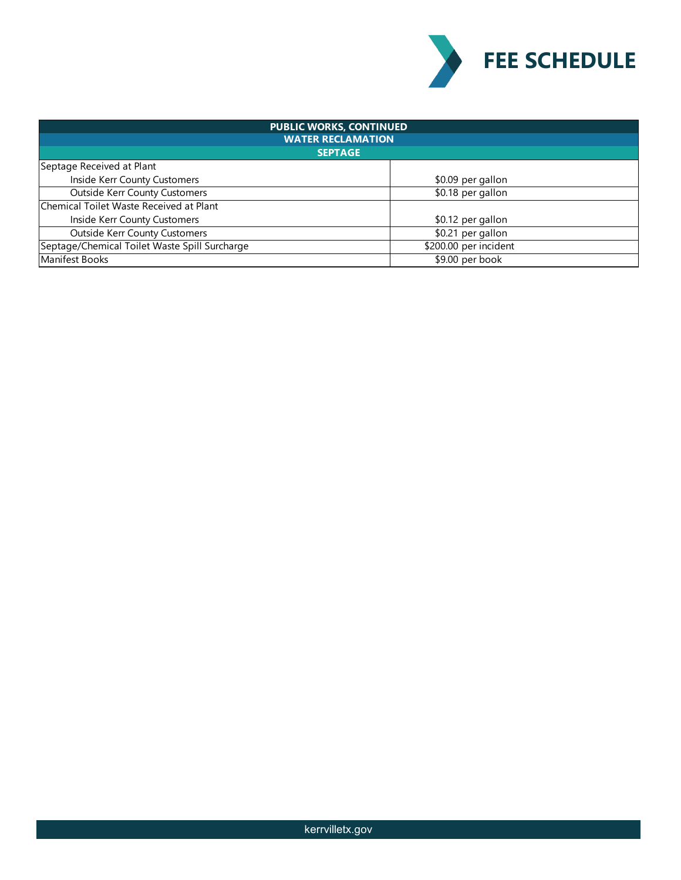# FEE SCHEDULE

| PUBLIC WORKS, CONTINUED | |
|---|---|
| **WATER RECLAMATION** | |
| **SEPTAGE** | |
| Septage Received at Plant | |
| Inside Kerr County Customers | \$0.09 per gallon |
| Outside Kerr County Customers | \$0.18 per gallon |
| Chemical Toilet Waste Received at Plant | |
| Inside Kerr County Customers | \$0.12 per gallon |
| Outside Kerr County Customers | \$0.21 per gallon |
| Septage/Chemical Toilet Waste Spill Surcharge | \$200.00 per incident |
| Manifest Books | \$9.00 per book |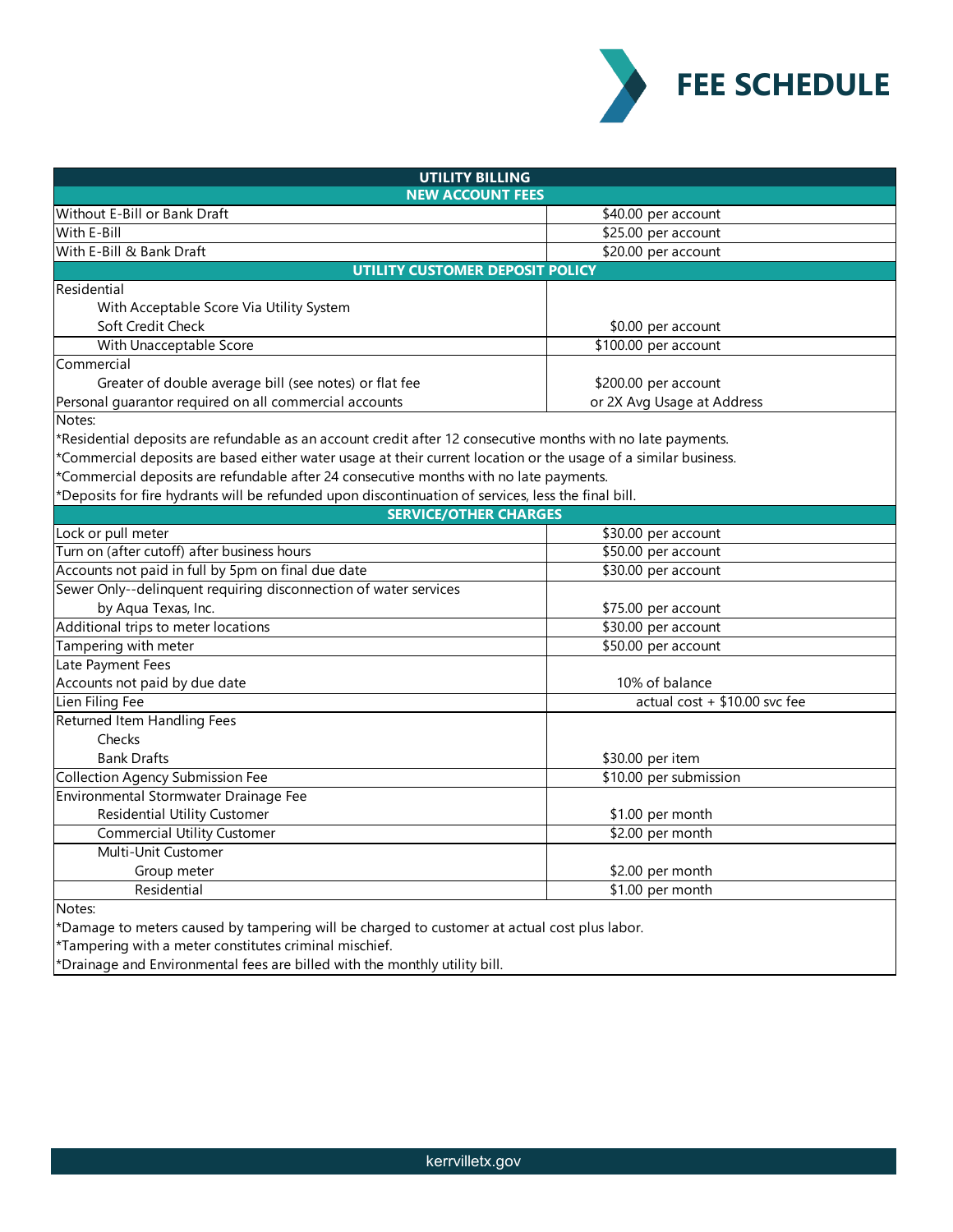# FEE SCHEDULE

| UTILITY BILLING | |
|---|---|
| **NEW ACCOUNT FEES** | |
| Without E-Bill or Bank Draft | $40.00 per account |
| With E-Bill | $25.00 per account |
| With E-Bill & Bank Draft | $20.00 per account |
| **UTILITY CUSTOMER DEPOSIT POLICY** | |
| Residential<br>With Acceptable Score Via Utility System<br>Soft Credit Check | $0.00 per account |
| With Unacceptable Score | $100.00 per account |
| Commercial<br>Greater of double average bill (see notes) or flat fee<br>Personal guarantor required on all commercial accounts | $200.00 per account<br>or 2X Avg Usage at Address |
| Notes:<br>*Residential deposits are refundable as an account credit after 12 consecutive months with no late payments.<br>*Commercial deposits are based either water usage at their current location or the usage of a similar business.<br>*Commercial deposits are refundable after 24 consecutive months with no late payments.<br>*Deposits for fire hydrants will be refunded upon discontinuation of services, less the final bill. | |
| **SERVICE/OTHER CHARGES** | |
| Lock or pull meter | $30.00 per account |
| Turn on (after cutoff) after business hours | $50.00 per account |
| Accounts not paid in full by 5pm on final due date | $30.00 per account |
| Sewer Only--delinquent requiring disconnection of water services by Aqua Texas, Inc. | $75.00 per account |
| Additional trips to meter locations | $30.00 per account |
| Tampering with meter | $50.00 per account |
| Late Payment Fees<br>Accounts not paid by due date | 10% of balance |
| Lien Filing Fee | actual cost + $10.00 svc fee |
| Returned Item Handling Fees<br>Checks<br>Bank Drafts | $30.00 per item |
| Collection Agency Submission Fee | $10.00 per submission |
| Environmental Stormwater Drainage Fee<br>Residential Utility Customer | $1.00 per month |
| Commercial Utility Customer | $2.00 per month |
| Multi-Unit Customer<br>Group meter | $2.00 per month |
| Residential | $1.00 per month |
| Notes:<br>*Damage to meters caused by tampering will be charged to customer at actual cost plus labor.<br>*Tampering with a meter constitutes criminal mischief.<br>*Drainage and Environmental fees are billed with the monthly utility bill. | |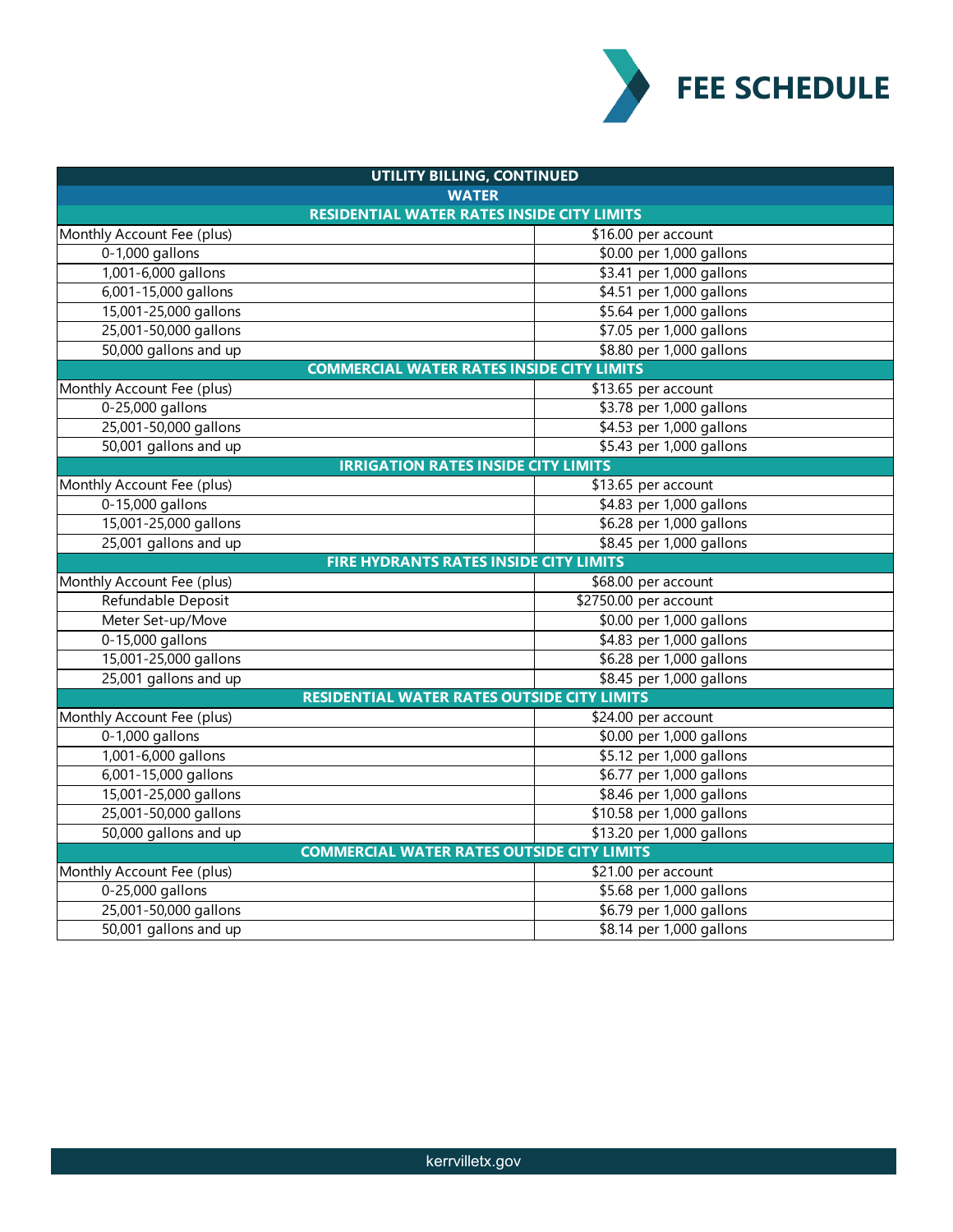# FEE SCHEDULE

| UTILITY BILLING, CONTINUED | |
|---|---|
| **WATER** | |
| **RESIDENTIAL WATER RATES INSIDE CITY LIMITS** | |
| Monthly Account Fee (plus) | $16.00 per account |
| 0-1,000 gallons | $0.00 per 1,000 gallons |
| 1,001-6,000 gallons | $3.41 per 1,000 gallons |
| 6,001-15,000 gallons | $4.51 per 1,000 gallons |
| 15,001-25,000 gallons | $5.64 per 1,000 gallons |
| 25,001-50,000 gallons | $7.05 per 1,000 gallons |
| 50,000 gallons and up | $8.80 per 1,000 gallons |
| **COMMERCIAL WATER RATES INSIDE CITY LIMITS** | |
| Monthly Account Fee (plus) | $13.65 per account |
| 0-25,000 gallons | $3.78 per 1,000 gallons |
| 25,001-50,000 gallons | $4.53 per 1,000 gallons |
| 50,001 gallons and up | $5.43 per 1,000 gallons |
| **IRRIGATION RATES INSIDE CITY LIMITS** | |
| Monthly Account Fee (plus) | $13.65 per account |
| 0-15,000 gallons | $4.83 per 1,000 gallons |
| 15,001-25,000 gallons | $6.28 per 1,000 gallons |
| 25,001 gallons and up | $8.45 per 1,000 gallons |
| **FIRE HYDRANTS RATES INSIDE CITY LIMITS** | |
| Monthly Account Fee (plus) | $68.00 per account |
| Refundable Deposit | $2750.00 per account |
| Meter Set-up/Move | $0.00 per 1,000 gallons |
| 0-15,000 gallons | $4.83 per 1,000 gallons |
| 15,001-25,000 gallons | $6.28 per 1,000 gallons |
| 25,001 gallons and up | $8.45 per 1,000 gallons |
| **RESIDENTIAL WATER RATES OUTSIDE CITY LIMITS** | |
| Monthly Account Fee (plus) | $24.00 per account |
| 0-1,000 gallons | $0.00 per 1,000 gallons |
| 1,001-6,000 gallons | $5.12 per 1,000 gallons |
| 6,001-15,000 gallons | $6.77 per 1,000 gallons |
| 15,001-25,000 gallons | $8.46 per 1,000 gallons |
| 25,001-50,000 gallons | $10.58 per 1,000 gallons |
| 50,000 gallons and up | $13.20 per 1,000 gallons |
| **COMMERCIAL WATER RATES OUTSIDE CITY LIMITS** | |
| Monthly Account Fee (plus) | $21.00 per account |
| 0-25,000 gallons | $5.68 per 1,000 gallons |
| 25,001-50,000 gallons | $6.79 per 1,000 gallons |
| 50,001 gallons and up | $8.14 per 1,000 gallons |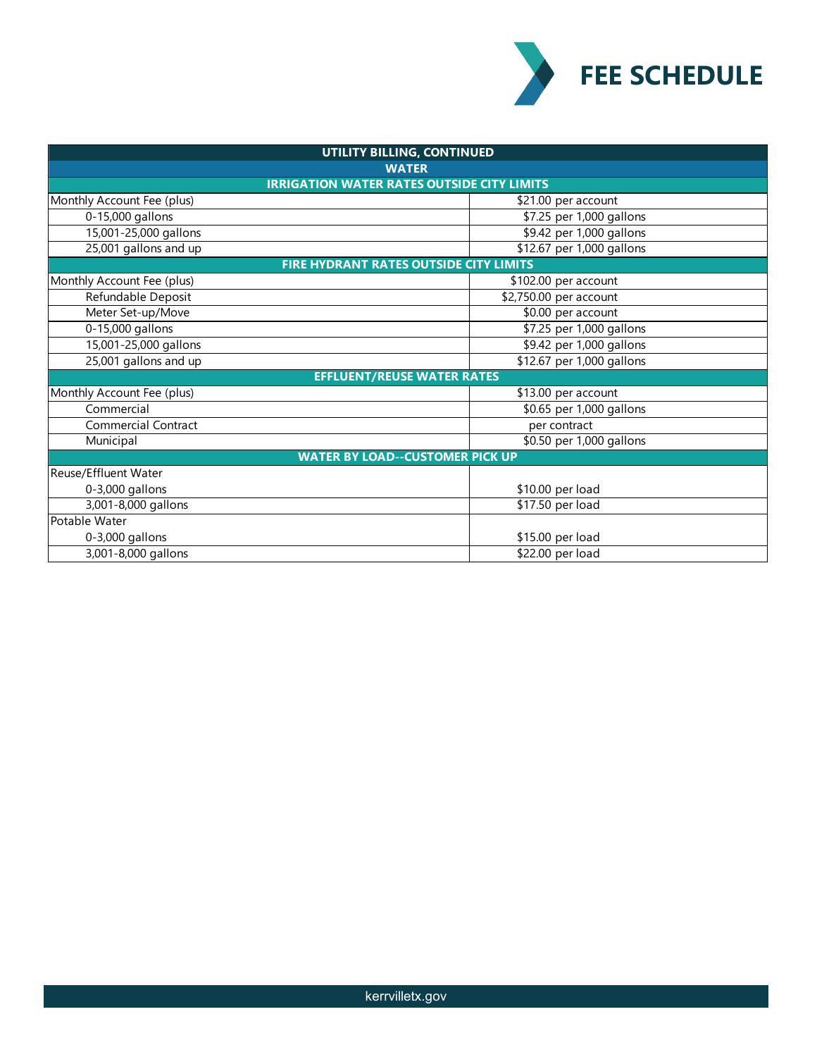# FEE SCHEDULE

| UTILITY BILLING, CONTINUED | |
|---|---|
| **WATER** | |
| **IRRIGATION WATER RATES OUTSIDE CITY LIMITS** | |
| Monthly Account Fee (plus) | $21.00 per account |
| 0-15,000 gallons | $7.25 per 1,000 gallons |
| 15,001-25,000 gallons | $9.42 per 1,000 gallons |
| 25,001 gallons and up | $12.67 per 1,000 gallons |
| **FIRE HYDRANT RATES OUTSIDE CITY LIMITS** | |
| Monthly Account Fee (plus) | $102.00 per account |
| Refundable Deposit | $2,750.00 per account |
| Meter Set-up/Move | $0.00 per account |
| 0-15,000 gallons | $7.25 per 1,000 gallons |
| 15,001-25,000 gallons | $9.42 per 1,000 gallons |
| 25,001 gallons and up | $12.67 per 1,000 gallons |
| **EFFLUENT/REUSE WATER RATES** | |
| Monthly Account Fee (plus) | $13.00 per account |
| Commercial | $0.65 per 1,000 gallons |
| Commercial Contract | per contract |
| Municipal | $0.50 per 1,000 gallons |
| **WATER BY LOAD--CUSTOMER PICK UP** | |
| Reuse/Effluent Water | |
| 0-3,000 gallons | $10.00 per load |
| 3,001-8,000 gallons | $17.50 per load |
| Potable Water | |
| 0-3,000 gallons | $15.00 per load |
| 3,001-8,000 gallons | $22.00 per load |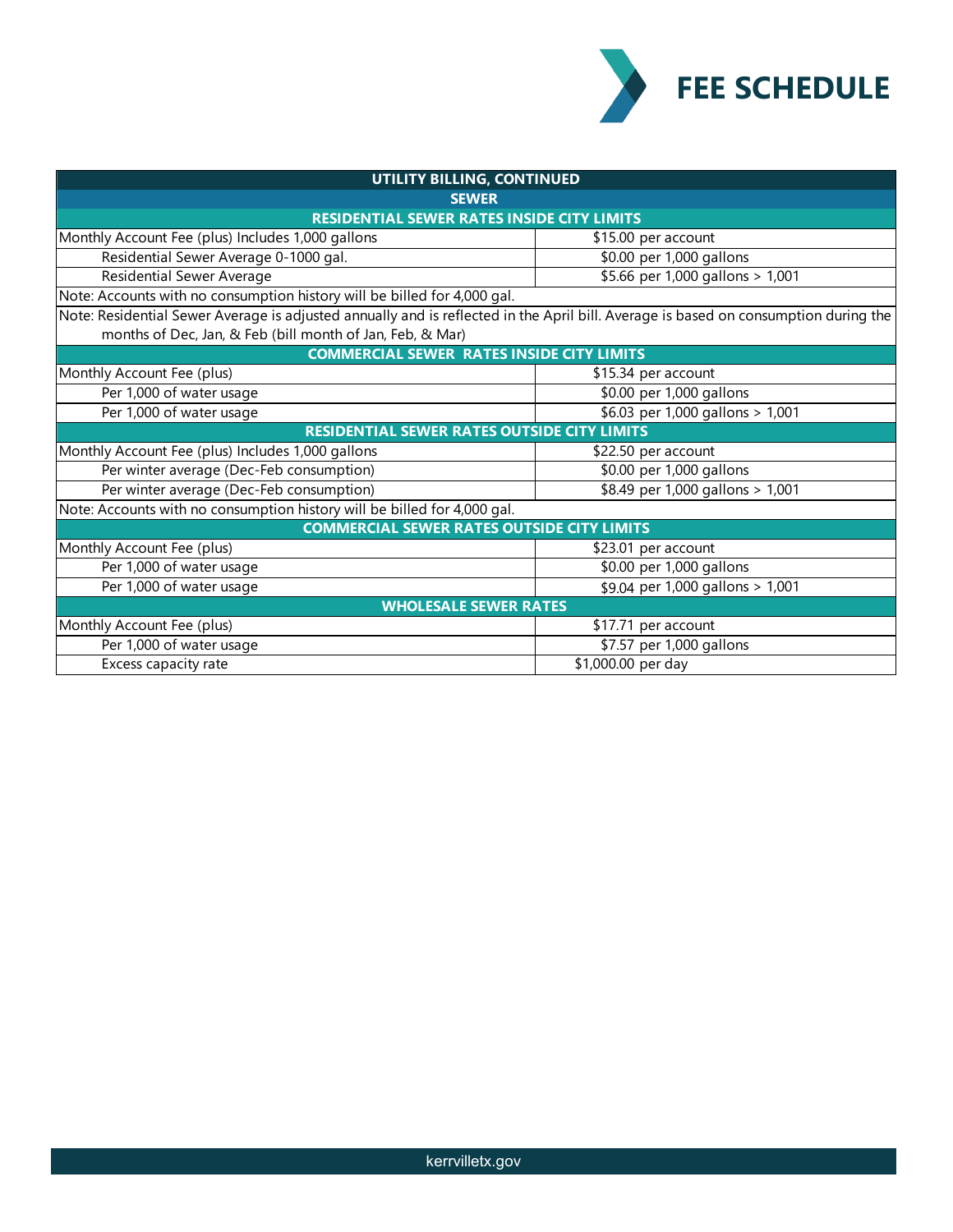# FEE SCHEDULE

| UTILITY BILLING, CONTINUED | |
|---|---|
| **SEWER** | |
| **RESIDENTIAL SEWER RATES INSIDE CITY LIMITS** | |
| Monthly Account Fee (plus) Includes 1,000 gallons | $15.00 per account |
| Residential Sewer Average 0-1000 gal. | $0.00 per 1,000 gallons |
| Residential Sewer Average | $5.66 per 1,000 gallons > 1,001 |
| Note: Accounts with no consumption history will be billed for 4,000 gal. | |
| Note: Residential Sewer Average is adjusted annually and is reflected in the April bill. Average is based on consumption during the months of Dec, Jan, & Feb (bill month of Jan, Feb, & Mar) | |
| **COMMERCIAL SEWER RATES INSIDE CITY LIMITS** | |
| Monthly Account Fee (plus) | $15.34 per account |
| Per 1,000 of water usage | $0.00 per 1,000 gallons |
| Per 1,000 of water usage | $6.03 per 1,000 gallons > 1,001 |
| **RESIDENTIAL SEWER RATES OUTSIDE CITY LIMITS** | |
| Monthly Account Fee (plus) Includes 1,000 gallons | $22.50 per account |
| Per winter average (Dec-Feb consumption) | $0.00 per 1,000 gallons |
| Per winter average (Dec-Feb consumption) | $8.49 per 1,000 gallons > 1,001 |
| Note: Accounts with no consumption history will be billed for 4,000 gal. | |
| **COMMERCIAL SEWER RATES OUTSIDE CITY LIMITS** | |
| Monthly Account Fee (plus) | $23.01 per account |
| Per 1,000 of water usage | $0.00 per 1,000 gallons |
| Per 1,000 of water usage | $9.04 per 1,000 gallons > 1,001 |
| **WHOLESALE SEWER RATES** | |
| Monthly Account Fee (plus) | $17.71 per account |
| Per 1,000 of water usage | $7.57 per 1,000 gallons |
| Excess capacity rate | $1,000.00 per day |